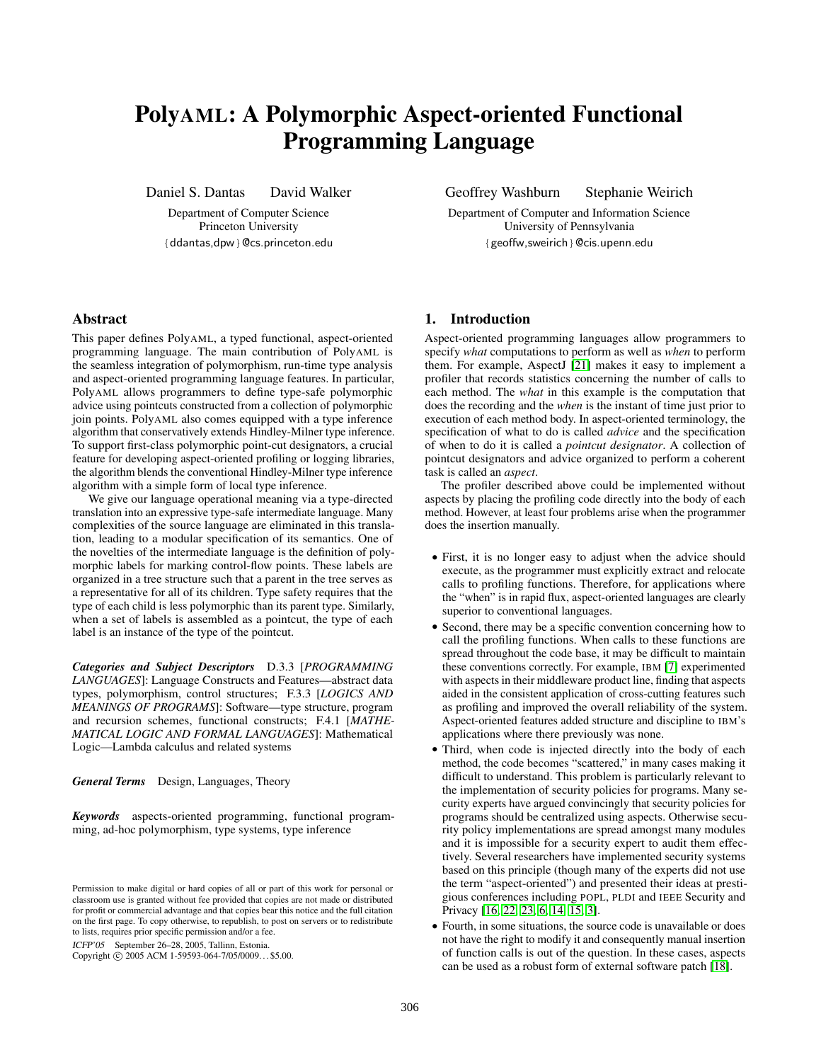# PolyAML: A Polymorphic Aspect-oriented Functional Programming Language

Daniel S. Dantas    David Walker

Department of Computer Science
Princeton University
{ddantas,dpw}@cs.princeton.edu

Geoffrey Washburn    Stephanie Weirich

Department of Computer and Information Science
University of Pennsylvania
{geoffw,sweirich}@cis.upenn.edu

## Abstract

This paper defines PolyAML, a typed functional, aspect-oriented programming language. The main contribution of PolyAML is the seamless integration of polymorphism, run-time type analysis and aspect-oriented programming language features. In particular, PolyAML allows programmers to define type-safe polymorphic advice using pointcuts constructed from a collection of polymorphic join points. PolyAML also comes equipped with a type inference algorithm that conservatively extends Hindley-Milner type inference. To support first-class polymorphic point-cut designators, a crucial feature for developing aspect-oriented profiling or logging libraries, the algorithm blends the conventional Hindley-Milner type inference algorithm with a simple form of local type inference.

We give our language operational meaning via a type-directed translation into an expressive type-safe intermediate language. Many complexities of the source language are eliminated in this translation, leading to a modular specification of its semantics. One of the novelties of the intermediate language is the definition of polymorphic labels for marking control-flow points. These labels are organized in a tree structure such that a parent in the tree serves as a representative for all of its children. Type safety requires that the type of each child is less polymorphic than its parent type. Similarly, when a set of labels is assembled as a pointcut, the type of each label is an instance of the type of the pointcut.

***Categories and Subject Descriptors*** D.3.3 [*PROGRAMMING LANGUAGES*]: Language Constructs and Features—abstract data types, polymorphism, control structures; F.3.3 [*LOGICS AND MEANINGS OF PROGRAMS*]: Software—type structure, program and recursion schemes, functional constructs; F.4.1 [*MATHEMATICAL LOGIC AND FORMAL LANGUAGES*]: Mathematical Logic—Lambda calculus and related systems

***General Terms*** Design, Languages, Theory

***Keywords*** aspects-oriented programming, functional programming, ad-hoc polymorphism, type systems, type inference

Permission to make digital or hard copies of all or part of this work for personal or classroom use is granted without fee provided that copies are not made or distributed for profit or commercial advantage and that copies bear this notice and the full citation on the first page. To copy otherwise, to republish, to post on servers or to redistribute to lists, requires prior specific permission and/or a fee.

*ICFP'05* September 26–28, 2005, Tallinn, Estonia.
Copyright © 2005 ACM 1-59593-064-7/05/0009…$5.00.

## 1. Introduction

Aspect-oriented programming languages allow programmers to specify *what* computations to perform as well as *when* to perform them. For example, AspectJ [21] makes it easy to implement a profiler that records statistics concerning the number of calls to each method. The *what* in this example is the computation that does the recording and the *when* is the instant of time just prior to execution of each method body. In aspect-oriented terminology, the specification of what to do is called *advice* and the specification of when to do it is called a *pointcut designator*. A collection of pointcut designators and advice organized to perform a coherent task is called an *aspect*.

The profiler described above could be implemented without aspects by placing the profiling code directly into the body of each method. However, at least four problems arise when the programmer does the insertion manually.

- First, it is no longer easy to adjust when the advice should execute, as the programmer must explicitly extract and relocate calls to profiling functions. Therefore, for applications where the "when" is in rapid flux, aspect-oriented languages are clearly superior to conventional languages.
- Second, there may be a specific convention concerning how to call the profiling functions. When calls to these functions are spread throughout the code base, it may be difficult to maintain these conventions correctly. For example, IBM [7] experimented with aspects in their middleware product line, finding that aspects aided in the consistent application of cross-cutting features such as profiling and improved the overall reliability of the system. Aspect-oriented features added structure and discipline to IBM's applications where there previously was none.
- Third, when code is injected directly into the body of each method, the code becomes "scattered," in many cases making it difficult to understand. This problem is particularly relevant to the implementation of security policies for programs. Many security experts have argued convincingly that security policies for programs should be centralized using aspects. Otherwise security policy implementations are spread amongst many modules and it is impossible for a security expert to audit them effectively. Several researchers have implemented security systems based on this principle (though many of the experts did not use the term "aspect-oriented") and presented their ideas at prestigious conferences including POPL, PLDI and IEEE Security and Privacy [16, 22, 23, 6, 14, 15, 3].
- Fourth, in some situations, the source code is unavailable or does not have the right to modify it and consequently manual insertion of function calls is out of the question. In these cases, aspects can be used as a robust form of external software patch [18].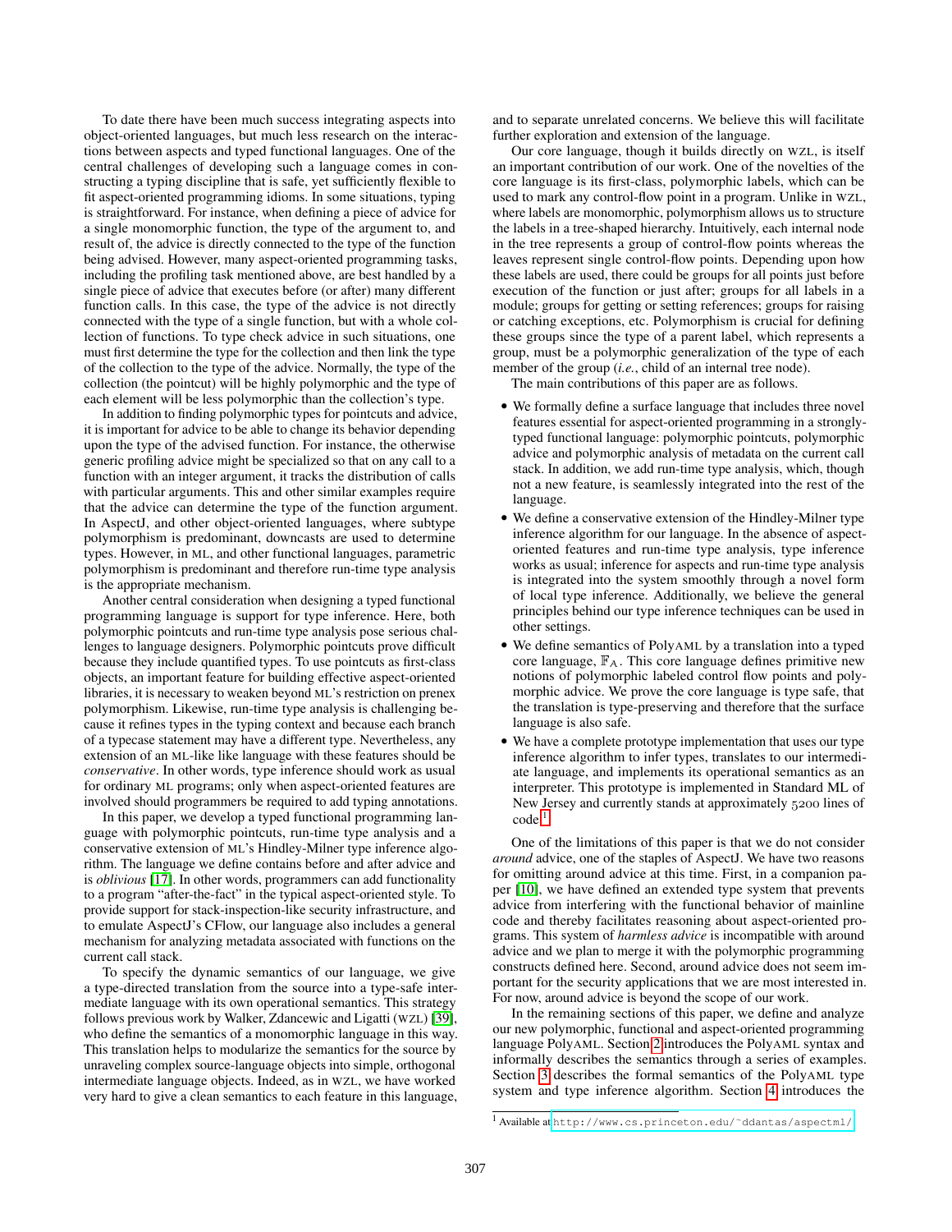To date there have been much success integrating aspects into object-oriented languages, but much less research on the interactions between aspects and typed functional languages. One of the central challenges of developing such a language comes in constructing a typing discipline that is safe, yet sufficiently flexible to fit aspect-oriented programming idioms. In some situations, typing is straightforward. For instance, when defining a piece of advice for a single monomorphic function, the type of the argument to, and result of, the advice is directly connected to the type of the function being advised. However, many aspect-oriented programming tasks, including the profiling task mentioned above, are best handled by a single piece of advice that executes before (or after) many different function calls. In this case, the type of the advice is not directly connected with the type of a single function, but with a whole collection of functions. To type check advice in such situations, one must first determine the type for the collection and then link the type of the collection to the type of the advice. Normally, the type of the collection (the pointcut) will be highly polymorphic and the type of each element will be less polymorphic than the collection's type.

In addition to finding polymorphic types for pointcuts and advice, it is important for advice to be able to change its behavior depending upon the type of the advised function. For instance, the otherwise generic profiling advice might be specialized so that on any call to a function with an integer argument, it tracks the distribution of calls with particular arguments. This and other similar examples require that the advice can determine the type of the function argument. In AspectJ, and other object-oriented languages, where subtype polymorphism is predominant, downcasts are used to determine types. However, in ML, and other functional languages, parametric polymorphism is predominant and therefore run-time type analysis is the appropriate mechanism.

Another central consideration when designing a typed functional programming language is support for type inference. Here, both polymorphic pointcuts and run-time type analysis pose serious challenges to language designers. Polymorphic pointcuts prove difficult because they include quantified types. To use pointcuts as first-class objects, an important feature for building effective aspect-oriented libraries, it is necessary to weaken beyond ML's restriction on prenex polymorphism. Likewise, run-time type analysis is challenging because it refines types in the typing context and because each branch of a typecase statement may have a different type. Nevertheless, any extension of an ML-like like language with these features should be *conservative*. In other words, type inference should work as usual for ordinary ML programs; only when aspect-oriented features are involved should programmers be required to add typing annotations.

In this paper, we develop a typed functional programming language with polymorphic pointcuts, run-time type analysis and a conservative extension of ML's Hindley-Milner type inference algorithm. The language we define contains before and after advice and is *oblivious* [17]. In other words, programmers can add functionality to a program "after-the-fact" in the typical aspect-oriented style. To provide support for stack-inspection-like security infrastructure, and to emulate AspectJ's CFlow, our language also includes a general mechanism for analyzing metadata associated with functions on the current call stack.

To specify the dynamic semantics of our language, we give a type-directed translation from the source into a type-safe intermediate language with its own operational semantics. This strategy follows previous work by Walker, Zdancewic and Ligatti (WZL) [39], who define the semantics of a monomorphic language in this way. This translation helps to modularize the semantics for the source by unraveling complex source-language objects into simple, orthogonal intermediate language objects. Indeed, as in WZL, we have worked very hard to give a clean semantics to each feature in this language, and to separate unrelated concerns. We believe this will facilitate further exploration and extension of the language.

Our core language, though it builds directly on WZL, is itself an important contribution of our work. One of the novelties of the core language is its first-class, polymorphic labels, which can be used to mark any control-flow point in a program. Unlike in WZL, where labels are monomorphic, polymorphism allows us to structure the labels in a tree-shaped hierarchy. Intuitively, each internal node in the tree represents a group of control-flow points whereas the leaves represent single control-flow points. Depending upon how these labels are used, there could be groups for all points just before execution of the function or just after; groups for all labels in a module; groups for getting or setting references; groups for raising or catching exceptions, etc. Polymorphism is crucial for defining these groups since the type of a parent label, which represents a group, must be a polymorphic generalization of the type of each member of the group (*i.e.*, child of an internal tree node).

The main contributions of this paper are as follows.

- We formally define a surface language that includes three novel features essential for aspect-oriented programming in a strongly-typed functional language: polymorphic pointcuts, polymorphic advice and polymorphic analysis of metadata on the current call stack. In addition, we add run-time type analysis, which, though not a new feature, is seamlessly integrated into the rest of the language.
- We define a conservative extension of the Hindley-Milner type inference algorithm for our language. In the absence of aspect-oriented features and run-time type analysis, type inference works as usual; inference for aspects and run-time type analysis is integrated into the system smoothly through a novel form of local type inference. Additionally, we believe the general principles behind our type inference techniques can be used in other settings.
- We define semantics of PolyAML by a translation into a typed core language, $\mathbb{F}_A$. This core language defines primitive new notions of polymorphic labeled control flow points and polymorphic advice. We prove the core language is type safe, that the translation is type-preserving and therefore that the surface language is also safe.
- We have a complete prototype implementation that uses our type inference algorithm to infer types, translates to our intermediate language, and implements its operational semantics as an interpreter. This prototype is implemented in Standard ML of New Jersey and currently stands at approximately 5200 lines of code.[1]

One of the limitations of this paper is that we do not consider *around* advice, one of the staples of AspectJ. We have two reasons for omitting around advice at this time. First, in a companion paper [10], we have defined an extended type system that prevents advice from interfering with the functional behavior of mainline code and thereby facilitates reasoning about aspect-oriented programs. This system of *harmless advice* is incompatible with around advice and we plan to merge it with the polymorphic programming constructs defined here. Second, around advice does not seem important for the security applications that we are most interested in. For now, around advice is beyond the scope of our work.

In the remaining sections of this paper, we define and analyze our new polymorphic, functional and aspect-oriented programming language PolyAML. Section 2 introduces the PolyAML syntax and informally describes the semantics through a series of examples. Section 3 describes the formal semantics of the PolyAML type system and type inference algorithm. Section 4 introduces the

[1] Available at http://www.cs.princeton.edu/~ddantas/aspectml/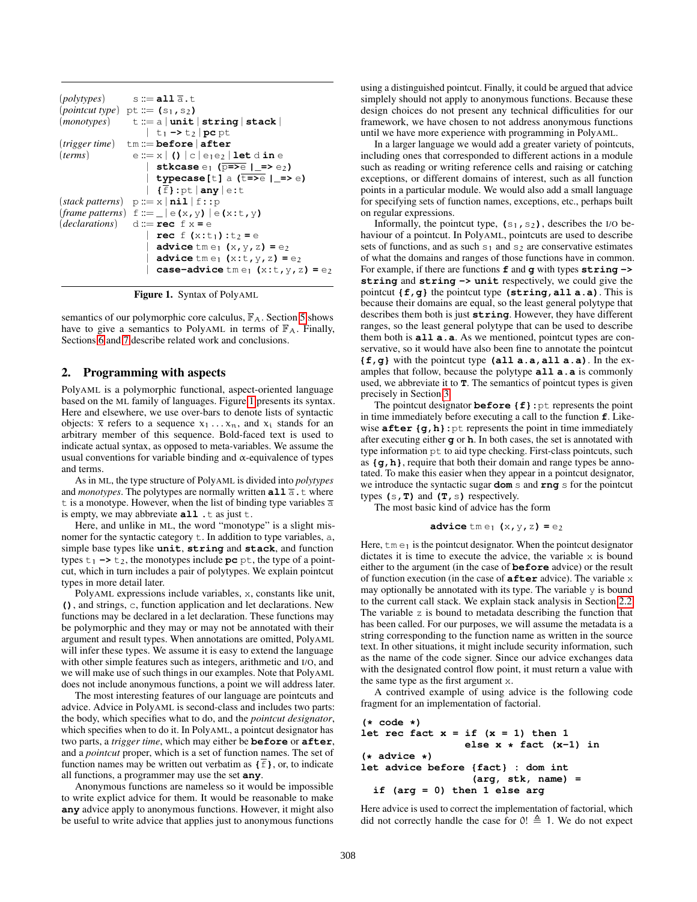| | | |
|---|---|---|
| (*polytypes*) | s ::= | **all** $\overline{a}$.t |
| (*pointcut type*) | pt ::= | **(**s₁**,** s₂**)** |
| (*monotypes*) | t ::= | a \| **unit** \| **string** \| **stack** \| |
| | | t₁ **->** t₂ \| **pc** pt |
| (*trigger time*) | tm ::= | **before** \| **after** |
| (*terms*) | e ::= | x \| **()** \| c \| e₁e₂ \| **let** d **in** e |
| | | \| **stkcase** e₁ ($\overline{\text{p=>e}}$ **\|_=>** e₂**)** |
| | | \| **typecase[**t**]** a ($\overline{\text{t=>e}}$ **\|_=>** e**)** |
| | | \| **{**$\overline{\text{f}}$**}:**pt \| **any** \| e**:**t |
| (*stack patterns*) | p ::= | x \| **nil** \| f**::**p |
| (*frame patterns*) | f ::= | _ \| e**(**x**,**y**)** \| e**(**x**:**t**,**y**)** |
| (*declarations*) | d ::= | **rec** f x **=** e |
| | | \| **rec** f **(**x**:**t₁**):**t₂ **=** e |
| | | \| **advice** tm e₁ **(**x**,**y**,**z**) =** e₂ |
| | | \| **advice** tm e₁ **(**x**:**t**,**y**,**z**) =** e₂ |
| | | \| **case-advice** tm e₁ **(**x**:**t**,**y**,**z**) =** e₂ |

**Figure 1.** Syntax of PolyAML

semantics of our polymorphic core calculus, $\mathbb{F}_A$. Section 5 shows have to give a semantics to PolyAML in terms of $\mathbb{F}_A$. Finally, Sections 6 and 7 describe related work and conclusions.

## 2. Programming with aspects

PolyAML is a polymorphic functional, aspect-oriented language based on the ML family of languages. Figure 1 presents its syntax. Here and elsewhere, we use over-bars to denote lists of syntactic objects: $\overline{x}$ refers to a sequence $x_1 \ldots x_n$, and $x_i$ stands for an arbitrary member of this sequence. Bold-faced text is used to indicate actual syntax, as opposed to meta-variables. We assume the usual conventions for variable binding and α-equivalence of types and terms.

As in ML, the type structure of PolyAML is divided into *polytypes* and *monotypes*. The polytypes are normally written **all** $\overline{a}$.t where t is a monotype. However, when the list of binding type variables $\overline{a}$ is empty, we may abbreviate **all** .t as just t.

Here, and unlike in ML, the word "monotype" is a slight misnomer for the syntactic category t. In addition to type variables, a, simple base types like **unit**, **string** and **stack**, and function types $t_1$ **->** $t_2$, the monotypes include **pc** pt, the type of a pointcut, which in turn includes a pair of polytypes. We explain pointcut types in more detail later.

PolyAML expressions include variables, x, constants like unit, **()**, and strings, c, function application and let declarations. New functions may be declared in a let declaration. These functions may be polymorphic and they may or may not be annotated with their argument and result types. When annotations are omitted, PolyAML will infer these types. We assume it is easy to extend the language with other simple features such as integers, arithmetic and I/O, and we will make use of such things in our examples. Note that PolyAML does not include anonymous functions, a point we will address later.

The most interesting features of our language are pointcuts and advice. Advice in PolyAML is second-class and includes two parts: the body, which specifies what to do, and the *pointcut designator*, which specifies when to do it. In PolyAML, a pointcut designator has two parts, a *trigger time*, which may either be **before** or **after**, and a *pointcut* proper, which is a set of function names. The set of function names may be written out verbatim as **{**$\overline{\text{f}}$**}**, or, to indicate all functions, a programmer may use the set **any**.

Anonymous functions are nameless so it would be impossible to write explict advice for them. It would be reasonable to make **any** advice apply to anonymous functions. However, it might also be useful to write advice that applies just to anonymous functions using a distinguished pointcut. Finally, it could be argued that advice simplely should not apply to anonymous functions. Because these design choices do not present any technical difficulties for our framework, we have chosen to not address anonymous functions until we have more experience with programming in PolyAML.

In a larger language we would add a greater variety of pointcuts, including ones that corresponded to different actions in a module such as reading or writing reference cells and raising or catching exceptions, or different domains of interest, such as all function points in a particular module. We would also add a small language for specifying sets of function names, exceptions, etc., perhaps built on regular expressions.

Informally, the pointcut type, **(**s₁**,**s₂**)**, describes the I/O behaviour of a pointcut. In PolyAML, pointcuts are used to describe sets of functions, and as such $s_1$ and $s_2$ are conservative estimates of what the domains and ranges of those functions have in common. For example, if there are functions **f** and **g** with types **string -> string** and **string -> unit** respectively, we could give the pointcut **{f,g}** the pointcut type **(string,all a.a)**. This is because their domains are equal, so the least general polytype that describes them both is just **string**. However, they have different ranges, so the least general polytype that can be used to describe them both is **all a.a**. As we mentioned, pointcut types are conservative, so it would have also been fine to annotate the pointcut **{f,g}** with the pointcut type **(all a.a,all a.a)**. In the examples that follow, because the polytype **all a.a** is commonly used, we abbreviate it to **T**. The semantics of pointcut types is given precisely in Section 3.

The pointcut designator **before {f}:**pt represents the point in time immediately before executing a call to the function **f**. Likewise **after {g,h}:**pt represents the point in time immediately after executing either **g** or **h**. In both cases, the set is annotated with type information pt to aid type checking. First-class pointcuts, such as **{g,h}**, require that both their domain and range types be annotated. To make this easier when they appear in a pointcut designator, we introduce the syntactic sugar **dom** s and **rng** s for the pointcut types **(**s**,T)** and **(T,**s**)** respectively.

The most basic kind of advice has the form

**advice** tm e₁ **(**x**,**y**,**z**) =** e₂

Here, tm e₁ is the pointcut designator. When the pointcut designator dictates it is time to execute the advice, the variable x is bound either to the argument (in the case of **before** advice) or the result of function execution (in the case of **after** advice). The variable x may optionally be annotated with its type. The variable y is bound to the current call stack. We explain stack analysis in Section 2.2. The variable z is bound to metadata describing the function that has been called. For our purposes, we will assume the metadata is a string corresponding to the function name as written in the source text. In other situations, it might include security information, such as the name of the code signer. Since our advice exchanges data with the designated control flow point, it must return a value with the same type as the first argument x.

A contrived example of using advice is the following code fragment for an implementation of factorial.

```
(* code *)
let rec fact x = if (x = 1) then 1
                 else x * fact (x-1) in
(* advice *)
let advice before {fact} : dom int
                  (arg, stk, name) =
  if (arg = 0) then 1 else arg
```

Here advice is used to correct the implementation of factorial, which did not correctly handle the case for $0! \triangleq 1$. We do not expect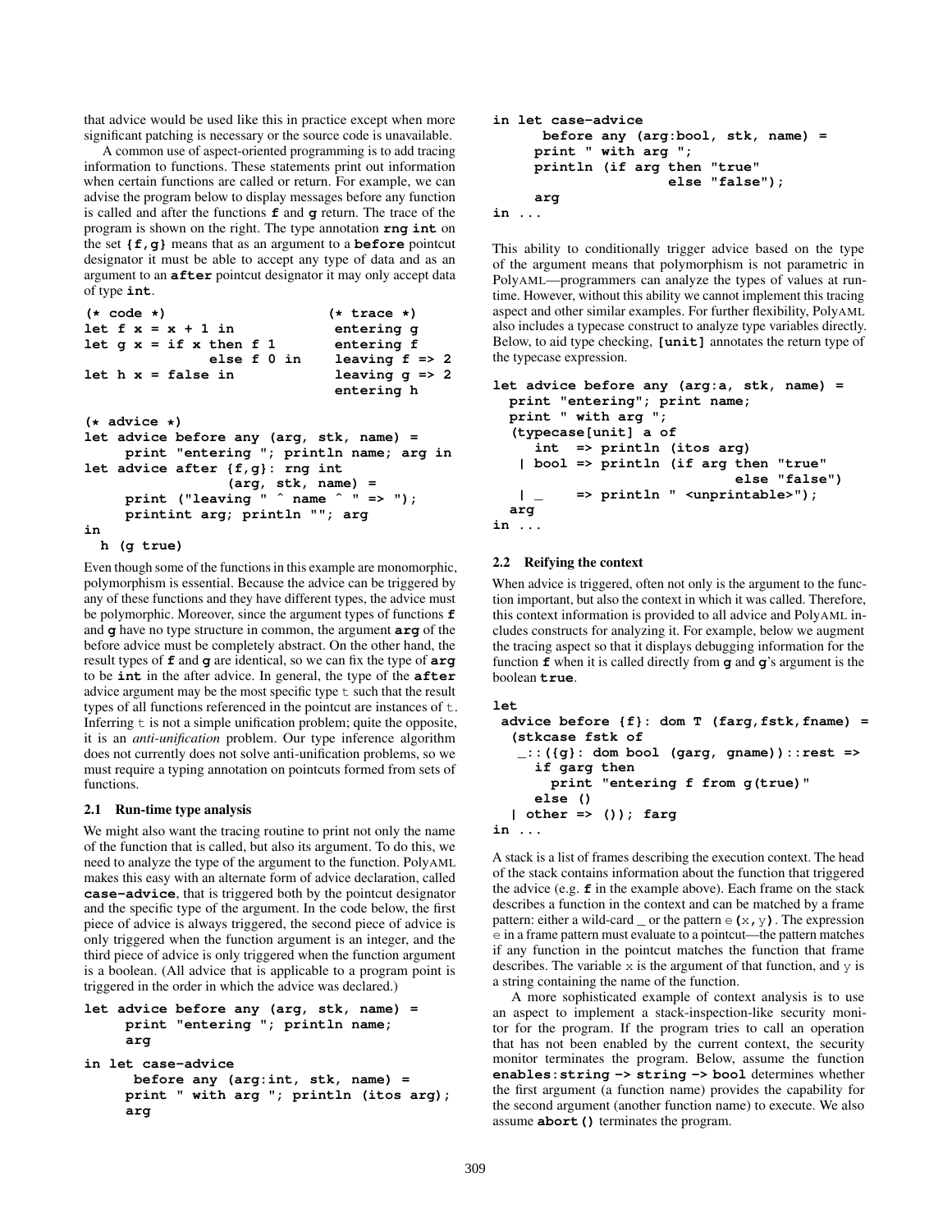that advice would be used like this in practice except when more significant patching is necessary or the source code is unavailable.

A common use of aspect-oriented programming is to add tracing information to functions. These statements print out information when certain functions are called or return. For example, we can advise the program below to display messages before any function is called and after the functions **f** and **g** return. The trace of the program is shown on the right. The type annotation **rng int** on the set **{f,g}** means that as an argument to a **before** pointcut designator it must be able to accept any type of data and as an argument to an **after** pointcut designator it may only accept data of type **int**.

```
(* code *)                         (* trace *)
let f x = x + 1 in                  entering g
let g x = if x then f 1             entering f
               else f 0 in          leaving f => 2
let h x = false in                  leaving g => 2
                                    entering h

(* advice *)
let advice before any (arg, stk, name) =
     print "entering "; println name; arg in
let advice after {f,g}: rng int
                (arg, stk, name) =
     print ("leaving " ^ name ^ " => ");
     printint arg; println ""; arg
in
  h (g true)
```

Even though some of the functions in this example are monomorphic, polymorphism is essential. Because the advice can be triggered by any of these functions and they have different types, the advice must be polymorphic. Moreover, since the argument types of functions **f** and **g** have no type structure in common, the argument **arg** of the before advice must be completely abstract. On the other hand, the result types of **f** and **g** are identical, so we can fix the type of **arg** to be **int** in the after advice. In general, the type of the **after** advice argument may be the most specific type t such that the result types of all functions referenced in the pointcut are instances of t. Inferring t is not a simple unification problem; quite the opposite, it is an *anti-unification* problem. Our type inference algorithm does not currently does not solve anti-unification problems, so we must require a typing annotation on pointcuts formed from sets of functions.

### 2.1 Run-time type analysis

We might also want the tracing routine to print not only the name of the function that is called, but also its argument. To do this, we need to analyze the type of the argument to the function. PolyAML makes this easy with an alternate form of advice declaration, called **case-advice**, that is triggered both by the pointcut designator and the specific type of the argument. In the code below, the first piece of advice is always triggered, the second piece of advice is only triggered when the function argument is an integer, and the third piece of advice is only triggered when the function argument is a boolean. (All advice that is applicable to a program point is triggered in the order in which the advice was declared.)

```
let advice before any (arg, stk, name) =
     print "entering "; println name;
     arg
in let case-advice
      before any (arg:int, stk, name) =
     print " with arg "; println (itos arg);
     arg
in let case-advice
      before any (arg:bool, stk, name) =
     print " with arg ";
     println (if arg then "true"
                     else "false");
     arg
in ...
```

This ability to conditionally trigger advice based on the type of the argument means that polymorphism is not parametric in PolyAML—programmers can analyze the types of values at runtime. However, without this ability we cannot implement this tracing aspect and other similar examples. For further flexibility, PolyAML also includes a typecase construct to analyze type variables directly. Below, to aid type checking, **[unit]** annotates the return type of the typecase expression.

```
let advice before any (arg:a, stk, name) =
  print "entering"; print name;
  print " with arg ";
  (typecase[unit] a of
     int  => println (itos arg)
   | bool => println (if arg then "true"
                              else "false")
   | _    => println " <unprintable>");
  arg
in ...
```

### 2.2 Reifying the context

When advice is triggered, often not only is the argument to the function important, but also the context in which it was called. Therefore, this context information is provided to all advice and PolyAML includes constructs for analyzing it. For example, below we augment the tracing aspect so that it displays debugging information for the function **f** when it is called directly from **g** and **g**'s argument is the boolean **true**.

```
let
 advice before {f}: dom T (farg,fstk,fname) =
  (stkcase fstk of
   _::({g}: dom bool (garg, gname))::rest =>
     if garg then
       print "entering f from g(true)"
     else ()
  | other => ()); farg
in ...
```

A stack is a list of frames describing the execution context. The head of the stack contains information about the function that triggered the advice (e.g. **f** in the example above). Each frame on the stack describes a function in the context and can be matched by a frame pattern: either a wild-card _ or the pattern e**(**x**,** y**)**. The expression e in a frame pattern must evaluate to a pointcut—the pattern matches if any function in the pointcut matches the function that frame describes. The variable x is the argument of that function, and y is a string containing the name of the function.

A more sophisticated example of context analysis is to use an aspect to implement a stack-inspection-like security monitor for the program. If the program tries to call an operation that has not been enabled by the current context, the security monitor terminates the program. Below, assume the function **enables:string -> string -> bool** determines whether the first argument (a function name) provides the capability for the second argument (another function name) to execute. We also assume **abort()** terminates the program.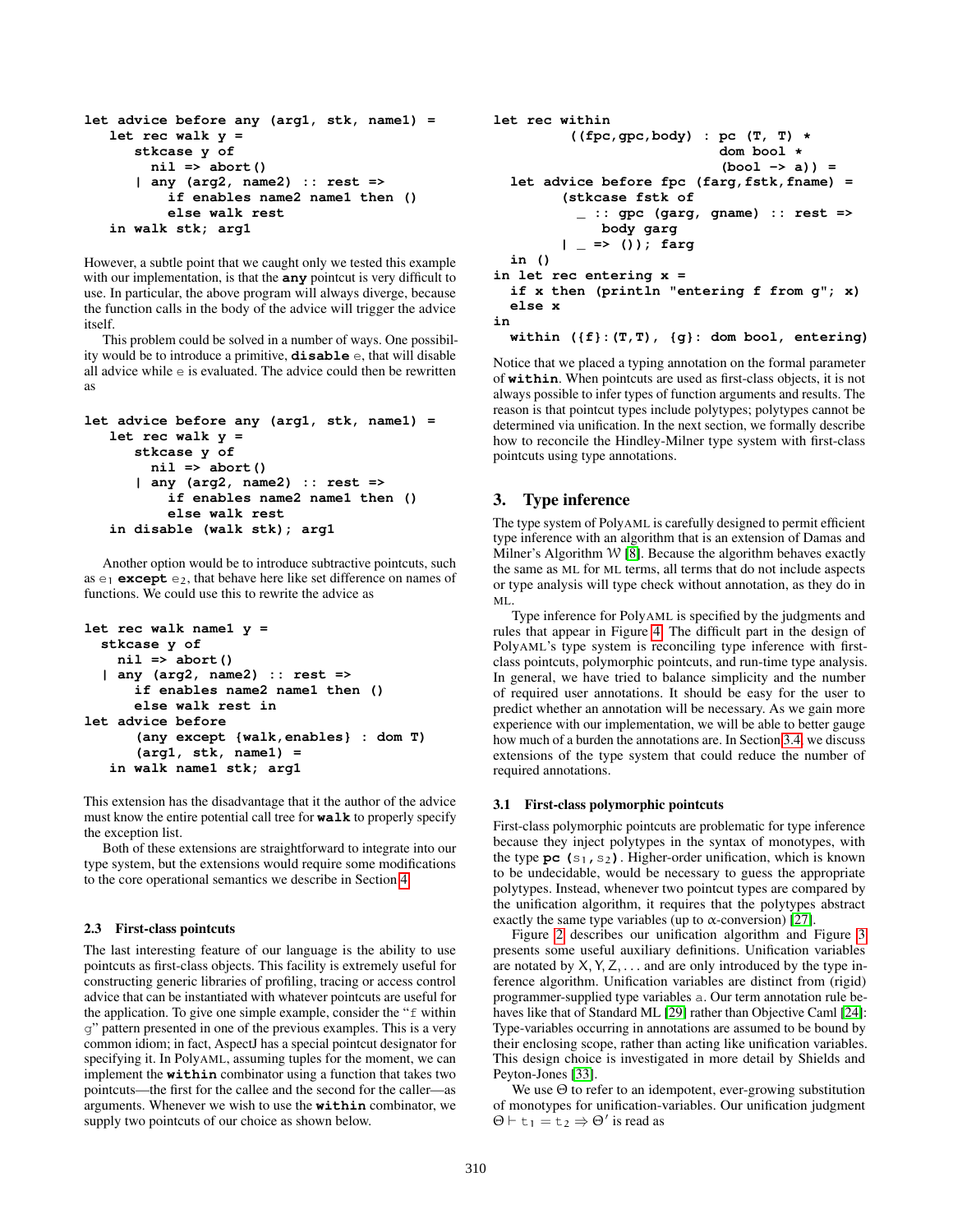```
let advice before any (arg1, stk, name1) =
   let rec walk y =
      stkcase y of
        nil => abort()
      | any (arg2, name2) :: rest =>
          if enables name2 name1 then ()
          else walk rest
   in walk stk; arg1
```

However, a subtle point that we caught only we tested this example with our implementation, is that the **any** pointcut is very difficult to use. In particular, the above program will always diverge, because the function calls in the body of the advice will trigger the advice itself.

This problem could be solved in a number of ways. One possibility would be to introduce a primitive, **disable** e, that will disable all advice while e is evaluated. The advice could then be rewritten as

```
let advice before any (arg1, stk, name1) =
   let rec walk y =
      stkcase y of
        nil => abort()
      | any (arg2, name2) :: rest =>
          if enables name2 name1 then ()
          else walk rest
   in disable (walk stk); arg1
```

Another option would be to introduce subtractive pointcuts, such as $e_1$ **except** $e_2$, that behave here like set difference on names of functions. We could use this to rewrite the advice as

```
let rec walk name1 y =
  stkcase y of
    nil => abort()
  | any (arg2, name2) :: rest =>
      if enables name2 name1 then ()
      else walk rest in
let advice before
      (any except {walk,enables} : dom T)
      (arg1, stk, name1) =
   in walk name1 stk; arg1
```

This extension has the disadvantage that it the author of the advice must know the entire potential call tree for **walk** to properly specify the exception list.

Both of these extensions are straightforward to integrate into our type system, but the extensions would require some modifications to the core operational semantics we describe in Section 4.

### 2.3 First-class pointcuts

The last interesting feature of our language is the ability to use pointcuts as first-class objects. This facility is extremely useful for constructing generic libraries of profiling, tracing or access control advice that can be instantiated with whatever pointcuts are useful for the application. To give one simple example, consider the "f within g" pattern presented in one of the previous examples. This is a very common idiom; in fact, AspectJ has a special pointcut designator for specifying it. In PolyAML, assuming tuples for the moment, we can implement the **within** combinator using a function that takes two pointcuts—the first for the callee and the second for the caller—as arguments. Whenever we wish to use the **within** combinator, we supply two pointcuts of our choice as shown below.

```
let rec within
        ((fpc,gpc,body) : pc (T, T) *
                          dom bool *
                          (bool -> a)) =
  let advice before fpc (farg,fstk,fname) =
        (stkcase fstk of
          _ :: gpc (garg, gname) :: rest =>
            body garg
        | _ => ()); farg
  in ()
in let rec entering x =
  if x then (println "entering f from g"; x)
  else x
in
  within ({f}:(T,T), {g}: dom bool, entering)
```

Notice that we placed a typing annotation on the formal parameter of **within**. When pointcuts are used as first-class objects, it is not always possible to infer types of function arguments and results. The reason is that pointcut types include polytypes; polytypes cannot be determined via unification. In the next section, we formally describe how to reconcile the Hindley-Milner type system with first-class pointcuts using type annotations.

## 3. Type inference

The type system of PolyAML is carefully designed to permit efficient type inference with an algorithm that is an extension of Damas and Milner's Algorithm $\mathcal{W}$ [8]. Because the algorithm behaves exactly the same as ML for ML terms, all terms that do not include aspects or type analysis will type check without annotation, as they do in ML.

Type inference for PolyAML is specified by the judgments and rules that appear in Figure 4. The difficult part in the design of PolyAML's type system is reconciling type inference with first-class pointcuts, polymorphic pointcuts, and run-time type analysis. In general, we have tried to balance simplicity and the number of required user annotations. It should be easy for the user to predict whether an annotation will be necessary. As we gain more experience with our implementation, we will be able to better gauge how much of a burden the annotations are. In Section 3.4, we discuss extensions of the type system that could reduce the number of required annotations.

### 3.1 First-class polymorphic pointcuts

First-class polymorphic pointcuts are problematic for type inference because they inject polytypes in the syntax of monotypes, with the type **pc** ($s_1$, $s_2$). Higher-order unification, which is known to be undecidable, would be necessary to guess the appropriate polytypes. Instead, whenever two pointcut types are compared by the unification algorithm, it requires that the polytypes abstract exactly the same type variables (up to $\alpha$-conversion) [27].

Figure 2 describes our unification algorithm and Figure 3 presents some useful auxiliary definitions. Unification variables are notated by X, Y, Z, ... and are only introduced by the type inference algorithm. Unification variables are distinct from (rigid) programmer-supplied type variables a. Our term annotation rule behaves like that of Standard ML [29] rather than Objective Caml [24]: Type-variables occurring in annotations are assumed to be bound by their enclosing scope, rather than acting like unification variables. This design choice is investigated in more detail by Shields and Peyton-Jones [33].

We use $\Theta$ to refer to an idempotent, ever-growing substitution of monotypes for unification-variables. Our unification judgment $\Theta \vdash t_1 = t_2 \Rightarrow \Theta'$ is read as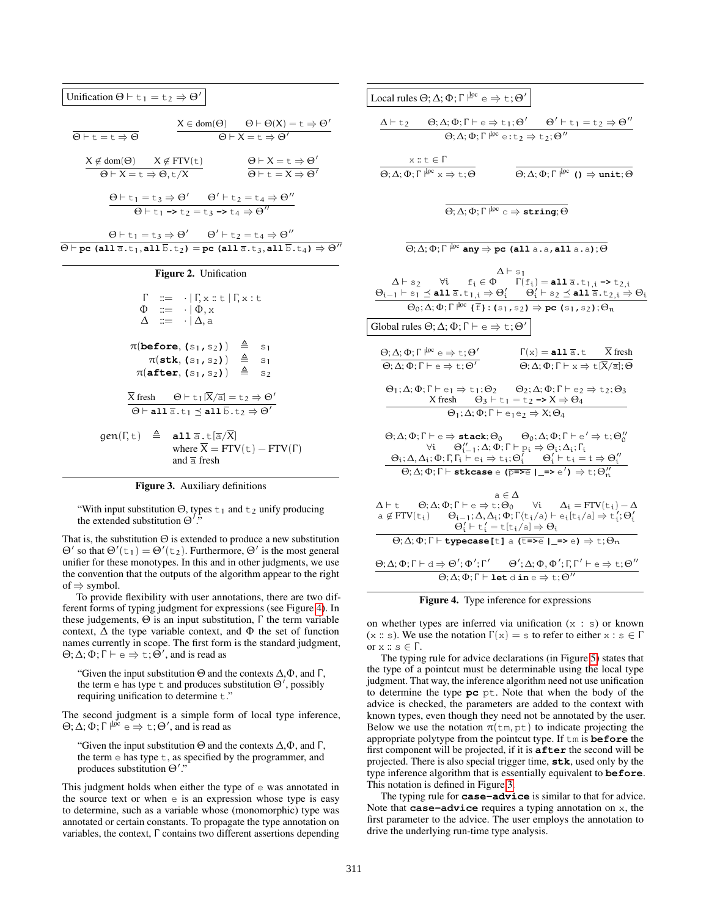**Unification** $\Theta \vdash t_1 = t_2 \Rightarrow \Theta'$

$$\frac{}{\Theta \vdash t = t \Rightarrow \Theta} \qquad \frac{X \in \text{dom}(\Theta) \quad \Theta \vdash \Theta(X) = t \Rightarrow \Theta'}{\Theta \vdash X = t \Rightarrow \Theta'}$$

$$\frac{X \notin \text{dom}(\Theta) \quad X \notin \text{FTV}(t)}{\Theta \vdash X = t \Rightarrow \Theta, t/X} \qquad \frac{\Theta \vdash X = t \Rightarrow \Theta'}{\Theta \vdash t = X \Rightarrow \Theta'}$$

$$\frac{\Theta \vdash t_1 = t_3 \Rightarrow \Theta' \quad \Theta' \vdash t_2 = t_4 \Rightarrow \Theta''}{\Theta \vdash t_1 \texttt{ -> } t_2 = t_3 \texttt{ -> } t_4 \Rightarrow \Theta''}$$

$$\frac{\Theta \vdash t_1 = t_3 \Rightarrow \Theta' \quad \Theta' \vdash t_2 = t_4 \Rightarrow \Theta''}{\Theta \vdash \textbf{pc (all } \overline{a}.t_1, \textbf{all } \overline{b}.t_2\textbf{)} = \textbf{pc (all } \overline{a}.t_3, \textbf{all } \overline{b}.t_4\textbf{)} \Rightarrow \Theta''}$$

**Figure 2.** Unification

$$\begin{array}{rcl} \Gamma & ::= & \cdot \mid \Gamma, x :: t \mid \Gamma, x : t \\ \Phi & ::= & \cdot \mid \Phi, x \\ \Delta & ::= & \cdot \mid \Delta, a \end{array}$$

$$\begin{array}{rcl} \pi(\textbf{before}, (s_1, s_2)) & \triangleq & s_1 \\ \pi(\textbf{stk}, (s_1, s_2)) & \triangleq & s_1 \\ \pi(\textbf{after}, (s_1, s_2)) & \triangleq & s_2 \end{array}$$

$$\frac{\overline{X} \text{ fresh} \quad \Theta \vdash t_1[\overline{X}/\overline{a}] = t_2 \Rightarrow \Theta'}{\Theta \vdash \textbf{all } \overline{a}.t_1 \preceq \textbf{all } \overline{b}.t_2 \Rightarrow \Theta'}$$

$$\text{gen}(\Gamma, t) \triangleq \textbf{all } \overline{a}.t[\overline{a}/\overline{X}] \text{ where } \overline{X} = \text{FTV}(t) - \text{FTV}(\Gamma) \text{ and } \overline{a} \text{ fresh}$$

**Figure 3.** Auxiliary definitions

> "With input substitution $\Theta$, types $t_1$ and $t_2$ unify producing the extended substitution $\Theta'$."

That is, the substitution $\Theta$ is extended to produce a new substitution $\Theta'$ so that $\Theta'(t_1) = \Theta'(t_2)$. Furthermore, $\Theta'$ is the most general unifier for these monotypes. In this and in other judgments, we use the convention that the outputs of the algorithm appear to the right of $\Rightarrow$ symbol.

To provide flexibility with user annotations, there are two different forms of typing judgment for expressions (see Figure 4). In these judgements, $\Theta$ is an input substitution, $\Gamma$ the term variable context, $\Delta$ the type variable context, and $\Phi$ the set of function names currently in scope. The first form is the standard judgment, $\Theta; \Delta; \Phi; \Gamma \vdash e \Rightarrow t; \Theta'$, and is read as

> "Given the input substitution $\Theta$ and the contexts $\Delta$,$\Phi$, and $\Gamma$, the term $e$ has type $t$ and produces substitution $\Theta'$, possibly requiring unification to determine $t$."

The second judgment is a simple form of local type inference, $\Theta; \Delta; \Phi; \Gamma \vdash^{loc} e \Rightarrow t; \Theta'$, and is read as

> "Given the input substitution $\Theta$ and the contexts $\Delta$,$\Phi$, and $\Gamma$, the term $e$ has type $t$, as specified by the programmer, and produces substitution $\Theta'$."

This judgment holds when either the type of $e$ was annotated in the source text or when $e$ is an expression whose type is easy to determine, such as a variable whose (monomorphic) type was annotated or certain constants. To propagate the type annotation on variables, the context, $\Gamma$ contains two different assertions depending on whether types are inferred via unification ($x : s$) or known ($x :: s$). We use the notation $\Gamma(x) = s$ to refer to either $x : s \in \Gamma$ or $x :: s \in \Gamma$.

**Local rules** $\Theta; \Delta; \Phi; \Gamma \vdash^{loc} e \Rightarrow t; \Theta'$

$$\frac{\Delta \vdash t_2 \quad \Theta; \Delta; \Phi; \Gamma \vdash e \Rightarrow t_1; \Theta' \quad \Theta' \vdash t_1 = t_2 \Rightarrow \Theta''}{\Theta; \Delta; \Phi; \Gamma \vdash^{loc} e \texttt{:} t_2 \Rightarrow t_2; \Theta''}$$

$$\frac{x :: t \in \Gamma}{\Theta; \Delta; \Phi; \Gamma \vdash^{loc} x \Rightarrow t; \Theta} \qquad \frac{}{\Theta; \Delta; \Phi; \Gamma \vdash^{loc} \texttt{()} \Rightarrow \textbf{unit}; \Theta}$$

$$\frac{}{\Theta; \Delta; \Phi; \Gamma \vdash^{loc} c \Rightarrow \textbf{string}; \Theta}$$

$$\frac{}{\Theta; \Delta; \Phi; \Gamma \vdash^{loc} \textbf{any} \Rightarrow \textbf{pc (all } a.a, \textbf{all } a.a\textbf{)}; \Theta}$$

$$\frac{\Delta \vdash s_2 \quad \forall i \quad \begin{array}{c} \Delta \vdash s_1 \\ f_i \in \Phi \quad \Gamma(f_i) = \textbf{all } \overline{a}.t_{1,i} \texttt{ -> } t_{2,i} \\ \Theta_{i-1} \vdash s_1 \preceq \textbf{all } \overline{a}.t_{1,i} \Rightarrow \Theta'_i \quad \Theta'_i \vdash s_2 \preceq \textbf{all } \overline{a}.t_{2,i} \Rightarrow \Theta_i \end{array}}{\Theta_0; \Delta; \Phi; \Gamma \vdash^{loc} \texttt{\{}\overline{f}\texttt{\}:(}s_1, s_2\texttt{)} \Rightarrow \textbf{pc (}s_1, s_2\textbf{)}; \Theta_n}$$

**Global rules** $\Theta; \Delta; \Phi; \Gamma \vdash e \Rightarrow t; \Theta'$

$$\frac{\Theta; \Delta; \Phi; \Gamma \vdash^{loc} e \Rightarrow t; \Theta'}{\Theta; \Delta; \Phi; \Gamma \vdash e \Rightarrow t; \Theta'} \qquad \frac{\Gamma(x) = \textbf{all } \overline{a}.t \quad \overline{X} \text{ fresh}}{\Theta; \Delta; \Phi; \Gamma \vdash x \Rightarrow t[\overline{X}/\overline{a}]; \Theta}$$

$$\frac{\begin{array}{c} \Theta_1; \Delta; \Phi; \Gamma \vdash e_1 \Rightarrow t_1; \Theta_2 \quad \Theta_2; \Delta; \Phi; \Gamma \vdash e_2 \Rightarrow t_2; \Theta_3 \\ X \text{ fresh} \quad \Theta_3 \vdash t_1 = t_2 \texttt{ -> } X \Rightarrow \Theta_4 \end{array}}{\Theta_1; \Delta; \Phi; \Gamma \vdash e_1 e_2 \Rightarrow X; \Theta_4}$$

$$\frac{\begin{array}{c} \Theta; \Delta; \Phi; \Gamma \vdash e \Rightarrow \textbf{stack}; \Theta_0 \quad \Theta_0; \Delta; \Phi; \Gamma \vdash e' \Rightarrow t; \Theta''_0 \\ \forall i \quad \Theta''_{i-1}; \Delta; \Phi; \Gamma \vdash p_i \Rightarrow \Theta_i; \Delta_i; \Gamma_i \\ \Theta_i; \Delta, \Delta_i; \Phi; \Gamma, \Gamma_i \vdash e_i \Rightarrow t_i; \Theta'_i \quad \Theta'_i \vdash t_i = t \Rightarrow \Theta''_i \end{array}}{\Theta; \Delta; \Phi; \Gamma \vdash \textbf{stkcase } e \texttt{ (}\overline{p \texttt{=>} e} \texttt{ | \_=> } e'\texttt{)} \Rightarrow t; \Theta''_n}$$

$$\frac{\begin{array}{c} a \in \Delta \\ \Delta \vdash t \quad \Theta; \Delta; \Phi; \Gamma \vdash e \Rightarrow t; \Theta_0 \quad \forall i \quad \Delta_i = \text{FTV}(t_i) - \Delta \\ a \notin \text{FTV}(t_i) \quad \Theta_{i-1}; \Delta, \Delta_i; \Phi; \Gamma\langle t_i/a\rangle \vdash e_i[t_i/a] \Rightarrow t'_i; \Theta'_i \\ \Theta'_i \vdash t'_i = t[t_i/a] \Rightarrow \Theta_i \end{array}}{\Theta; \Delta; \Phi; \Gamma \vdash \textbf{typecase[}t\textbf{]} \; a \texttt{ (}\overline{t \texttt{=>} e} \texttt{ | \_=> } e\texttt{)} \Rightarrow t; \Theta_n}$$

$$\frac{\Theta; \Delta; \Phi; \Gamma \vdash d \Rightarrow \Theta'; \Phi'; \Gamma' \quad \Theta'; \Delta; \Phi, \Phi'; \Gamma, \Gamma' \vdash e \Rightarrow t; \Theta''}{\Theta; \Delta; \Phi; \Gamma \vdash \textbf{let } d \textbf{ in } e \Rightarrow t; \Theta''}$$

**Figure 4.** Type inference for expressions

The typing rule for advice declarations (in Figure 5) states that the type of a pointcut must be determinable using the local type judgment. That way, the inference algorithm need not use unification to determine the type **pc** pt. Note that when the body of the advice is checked, the parameters are added to the context with known types, even though they need not be annotated by the user. Below we use the notation $\pi(tm, pt)$ to indicate projecting the appropriate polytype from the pointcut type. If $tm$ is **before** the first component will be projected, if it is **after** the second will be projected. There is also special trigger time, **stk**, used only by the type inference algorithm that is essentially equivalent to **before**. This notation is defined in Figure 3.

The typing rule for **case-advice** is similar to that for advice. Note that **case-advice** requires a typing annotation on $x$, the first parameter to the advice. The user employs the annotation to drive the underlying run-time type analysis.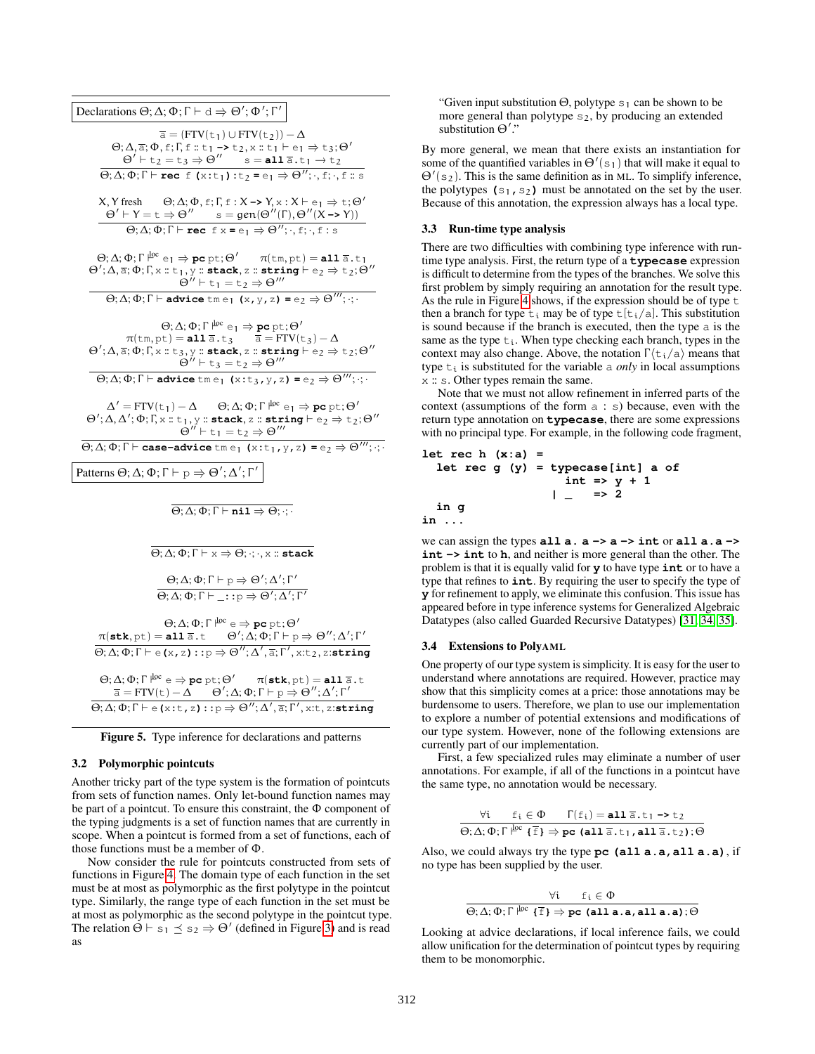**Declarations** $\Theta;\Delta;\Phi;\Gamma \vdash d \Rightarrow \Theta';\Phi';\Gamma'$

$$\frac{\begin{array}{c}\overline{a} = (\mathrm{FTV}(t_1) \cup \mathrm{FTV}(t_2)) - \Delta \\ \Theta;\Delta,\overline{a};\Phi,f;\Gamma,f :: t_1 \texttt{ -> } t_2, x :: t_1 \vdash e_1 \Rightarrow t_3;\Theta' \\ \Theta' \vdash t_2 = t_3 \Rightarrow \Theta'' \qquad s = \texttt{all}\ \overline{a}.t_1 \to t_2\end{array}}{\Theta;\Delta;\Phi;\Gamma \vdash \texttt{rec}\ f\ \texttt{(}x\texttt{:}t_1\texttt{)}\texttt{:}t_2 \texttt{ = } e_1 \Rightarrow \Theta'';\cdot,f;\cdot,f :: s}$$

$$\frac{\begin{array}{c}X, Y \text{ fresh} \qquad \Theta;\Delta;\Phi,f;\Gamma,f : X \texttt{ -> } Y, x : X \vdash e_1 \Rightarrow t;\Theta' \\ \Theta' \vdash Y = t \Rightarrow \Theta'' \qquad s = gen(\Theta''(\Gamma), \Theta''(X \texttt{ -> } Y))\end{array}}{\Theta;\Delta;\Phi;\Gamma \vdash \texttt{rec}\ f\ x \texttt{ = } e_1 \Rightarrow \Theta'';\cdot,f;\cdot,f : s}$$

$$\frac{\begin{array}{c}\Theta;\Delta;\Phi;\Gamma \vdash^{loc} e_1 \Rightarrow \texttt{pc}\ pt;\Theta' \qquad \pi(tm,pt) = \texttt{all}\ \overline{a}.t_1 \\ \Theta';\Delta,\overline{a};\Phi;\Gamma,x :: t_1, y :: \texttt{stack}, z :: \texttt{string} \vdash e_2 \Rightarrow t_2;\Theta'' \\ \Theta'' \vdash t_1 = t_2 \Rightarrow \Theta'''\end{array}}{\Theta;\Delta;\Phi;\Gamma \vdash \texttt{advice}\ tm\ e_1\ \texttt{(x,y,z) =}\ e_2 \Rightarrow \Theta''';\cdot;\cdot}$$

$$\frac{\begin{array}{c}\Theta;\Delta;\Phi;\Gamma \vdash^{loc} e_1 \Rightarrow \texttt{pc}\ pt;\Theta' \\ \pi(tm,pt) = \texttt{all}\ \overline{a}.t_3 \qquad \overline{a} = \mathrm{FTV}(t_3) - \Delta \\ \Theta';\Delta,\overline{a};\Phi;\Gamma,x :: t_3, y :: \texttt{stack}, z :: \texttt{string} \vdash e_2 \Rightarrow t_2;\Theta'' \\ \Theta'' \vdash t_3 = t_2 \Rightarrow \Theta'''\end{array}}{\Theta;\Delta;\Phi;\Gamma \vdash \texttt{advice}\ tm\ e_1\ \texttt{(x:}t_3\texttt{,y,z) =}\ e_2 \Rightarrow \Theta''';\cdot;\cdot}$$

$$\frac{\begin{array}{c}\Delta' = \mathrm{FTV}(t_1) - \Delta \qquad \Theta;\Delta;\Phi;\Gamma \vdash^{loc} e_1 \Rightarrow \texttt{pc}\ pt;\Theta' \\ \Theta';\Delta,\Delta';\Phi;\Gamma,x :: t_1, y :: \texttt{stack}, z :: \texttt{string} \vdash e_2 \Rightarrow t_2;\Theta'' \\ \Theta'' \vdash t_1 = t_2 \Rightarrow \Theta'''\end{array}}{\Theta;\Delta;\Phi;\Gamma \vdash \texttt{case-advice}\ tm\ e_1\ \texttt{(x:}t_1\texttt{,y,z) =}\ e_2 \Rightarrow \Theta''';\cdot;\cdot}$$

**Patterns** $\Theta;\Delta;\Phi;\Gamma \vdash p \Rightarrow \Theta';\Delta';\Gamma'$

$$\frac{}{\Theta;\Delta;\Phi;\Gamma \vdash \texttt{nil} \Rightarrow \Theta;\cdot;\cdot}$$

$$\frac{}{\Theta;\Delta;\Phi;\Gamma \vdash x \Rightarrow \Theta;\cdot;\cdot,x :: \texttt{stack}}$$

$$\frac{\Theta;\Delta;\Phi;\Gamma \vdash p \Rightarrow \Theta';\Delta';\Gamma'}{\Theta;\Delta;\Phi;\Gamma \vdash \texttt{\_::}p \Rightarrow \Theta';\Delta';\Gamma'}$$

$$\frac{\begin{array}{c}\Theta;\Delta;\Phi;\Gamma \vdash^{loc} e \Rightarrow \texttt{pc}\ pt;\Theta' \\ \pi(\texttt{stk},pt) = \texttt{all}\ \overline{a}.t \qquad \Theta';\Delta;\Phi;\Gamma \vdash p \Rightarrow \Theta'';\Delta';\Gamma'\end{array}}{\Theta;\Delta;\Phi;\Gamma \vdash e\texttt{(x,z)::}p \Rightarrow \Theta'';\Delta',\overline{a};\Gamma',x\texttt{:}t_2,z\texttt{:string}}$$

$$\frac{\begin{array}{c}\Theta;\Delta;\Phi;\Gamma \vdash^{loc} e \Rightarrow \texttt{pc}\ pt;\Theta' \qquad \pi(\texttt{stk},pt) = \texttt{all}\ \overline{a}.t \\ \overline{a} = \mathrm{FTV}(t) - \Delta \qquad \Theta';\Delta;\Phi;\Gamma \vdash p \Rightarrow \Theta'';\Delta';\Gamma'\end{array}}{\Theta;\Delta;\Phi;\Gamma \vdash e\texttt{(x:}t\texttt{,z)::}p \Rightarrow \Theta'';\Delta',\overline{a};\Gamma',x\texttt{:}t,z\texttt{:string}}$$

**Figure 5.** Type inference for declarations and patterns

### 3.2 Polymorphic pointcuts

Another tricky part of the type system is the formation of pointcuts from sets of function names. Only let-bound function names may be part of a pointcut. To ensure this constraint, the $\Phi$ component of the typing judgments is a set of function names that are currently in scope. When a pointcut is formed from a set of functions, each of those functions must be a member of $\Phi$.

Now consider the rule for pointcuts constructed from sets of functions in Figure 4. The domain type of each function in the set must be at most as polymorphic as the first polytype in the pointcut type. Similarly, the range type of each function in the set must be at most as polymorphic as the second polytype in the pointcut type. The relation $\Theta \vdash s_1 \preceq s_2 \Rightarrow \Theta'$ (defined in Figure 3) and is read as

"Given input substitution $\Theta$, polytype $s_1$ can be shown to be more general than polytype $s_2$, by producing an extended substitution $\Theta'$."

By more general, we mean that there exists an instantiation for some of the quantified variables in $\Theta'(s_1)$ that will make it equal to $\Theta'(s_2)$. This is the same definition as in ML. To simplify inference, the polytypes $\texttt{(}s_1\texttt{,}s_2\texttt{)}$ must be annotated on the set by the user. Because of this annotation, the expression always has a local type.

### 3.3 Run-time type analysis

There are two difficulties with combining type inference with run-time type analysis. First, the return type of a **typecase** expression is difficult to determine from the types of the branches. We solve this first problem by simply requiring an annotation for the result type. As the rule in Figure 4 shows, if the expression should be of type $t$ then a branch for type $t_i$ may be of type $t[t_i/a]$. This substitution is sound because if the branch is executed, then the type $a$ is the same as the type $t_i$. When type checking each branch, types in the context may also change. Above, the notation $\Gamma\langle t_i/a\rangle$ means that type $t_i$ is substituted for the variable $a$ *only* in local assumptions $x :: s$. Other types remain the same.

Note that we must not allow refinement in inferred parts of the context (assumptions of the form $a : s$) because, even with the return type annotation on **typecase**, there are some expressions with no principal type. For example, in the following code fragment,

```
let rec h (x:a) =
  let rec g (y) = typecase[int] a of
                    int => y + 1
                  | _   => 2
  in g
in ...
```

we can assign the types **all a. a -> a -> int** or **all a.a -> int -> int** to **h**, and neither is more general than the other. The problem is that it is equally valid for **y** to have type **int** or to have a type that refines to **int**. By requiring the user to specify the type of **y** for refinement to apply, we eliminate this confusion. This issue has appeared before in type inference systems for Generalized Algebraic Datatypes (also called Guarded Recursive Datatypes) [31, 34, 35].

### 3.4 Extensions to PolyAML

One property of our type system is simplicity. It is easy for the user to understand where annotations are required. However, practice may show that this simplicity comes at a price: those annotations may be burdensome to users. Therefore, we plan to use our implementation to explore a number of potential extensions and modifications of our type system. However, none of the following extensions are currently part of our implementation.

First, a few specialized rules may eliminate a number of user annotations. For example, if all of the functions in a pointcut have the same type, no annotation would be necessary.

$$\frac{\forall i \qquad f_i \in \Phi \qquad \Gamma(f_i) = \texttt{all}\ \overline{a}.t_1 \texttt{ -> } t_2}{\Theta;\Delta;\Phi;\Gamma \vdash^{loc} \texttt{\{}\overline{f}\texttt{\}} \Rightarrow \texttt{pc (all}\ \overline{a}.t_1\texttt{,all}\ \overline{a}.t_2\texttt{)};\Theta}$$

Also, we could always try the type **pc (all a.a, all a.a)**, if no type has been supplied by the user.

$$\frac{\forall i \qquad f_i \in \Phi}{\Theta;\Delta;\Phi;\Gamma \vdash^{loc} \texttt{\{}\overline{f}\texttt{\}} \Rightarrow \texttt{pc (all a.a,all a.a)};\Theta}$$

Looking at advice declarations, if local inference fails, we could allow unification for the determination of pointcut types by requiring them to be monomorphic.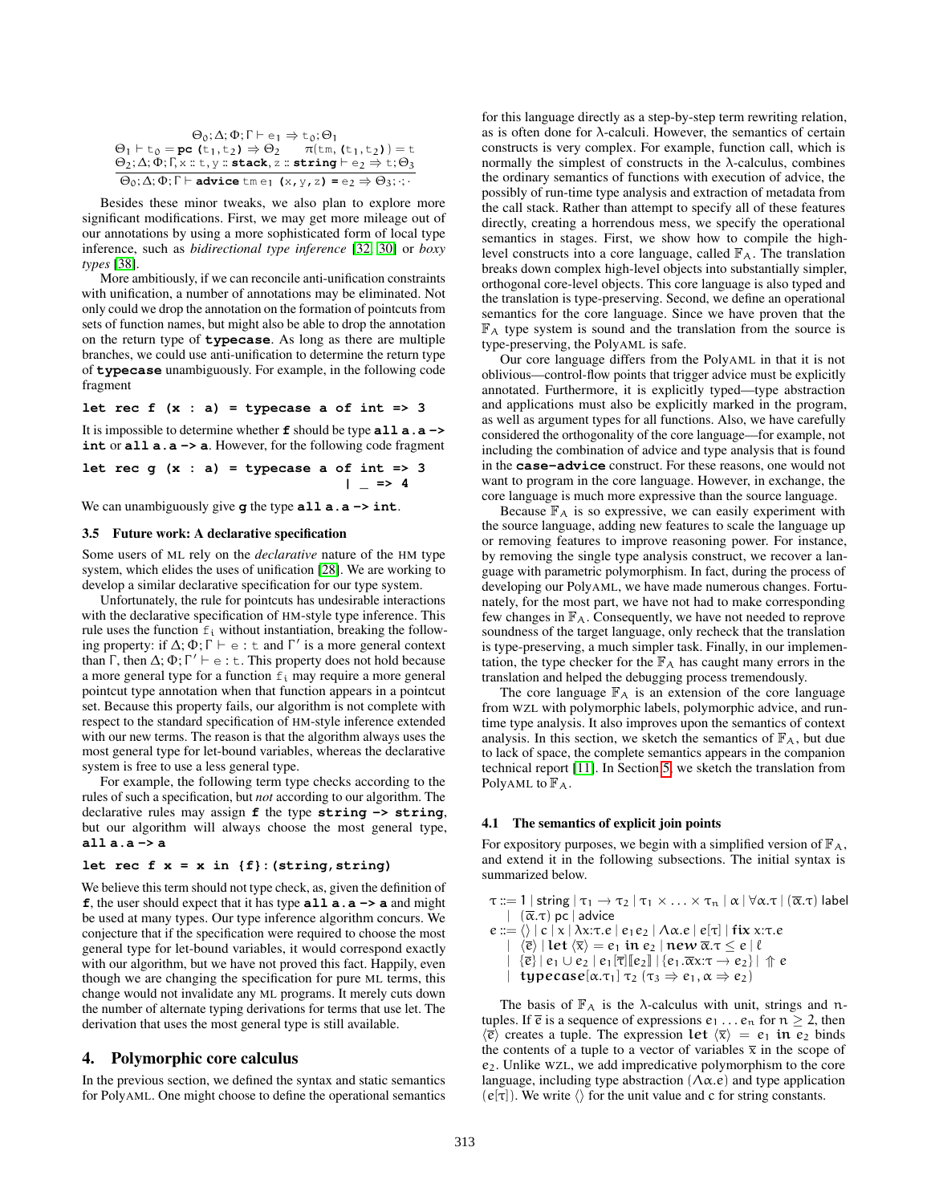$$\frac{\begin{array}{c}\Theta_0;\Delta;\Phi;\Gamma \vdash e_1 \Rightarrow t_0;\Theta_1 \\ \Theta_1 \vdash t_0 = \textbf{pc}\ (t_1, t_2) \Rightarrow \Theta_2 \qquad \pi(\texttt{tm}, (t_1, t_2)) = t \\ \Theta_2;\Delta;\Phi;\Gamma, x :: t, y :: \textbf{stack}, z :: \textbf{string} \vdash e_2 \Rightarrow t;\Theta_3\end{array}}{\Theta_0;\Delta;\Phi;\Gamma \vdash \textbf{advice}\ \texttt{tm}\ e_1\ (x, y, z) = e_2 \Rightarrow \Theta_3;\cdot;\cdot}$$

Besides these minor tweaks, we also plan to explore more significant modifications. First, we may get more mileage out of our annotations by using a more sophisticated form of local type inference, such as *bidirectional type inference* [32, 30] or *boxy types* [38].

More ambitiously, if we can reconcile anti-unification constraints with unification, a number of annotations may be eliminated. Not only could we drop the annotation on the formation of pointcuts from sets of function names, but might also be able to drop the annotation on the return type of **typecase**. As long as there are multiple branches, we could use anti-unification to determine the return type of **typecase** unambiguously. For example, in the following code fragment

```
let rec f (x : a) = typecase a of int => 3
```

It is impossible to determine whether **f** should be type **all a.a -> int** or **all a.a -> a**. However, for the following code fragment

```
let rec g (x : a) = typecase a of int => 3
                                 | _ => 4
```

We can unambiguously give **g** the type **all a.a -> int**.

### 3.5 Future work: A declarative specification

Some users of ML rely on the *declarative* nature of the HM type system, which elides the uses of unification [28]. We are working to develop a similar declarative specification for our type system.

Unfortunately, the rule for pointcuts has undesirable interactions with the declarative specification of HM-style type inference. This rule uses the function $f_i$ without instantiation, breaking the following property: if $\Delta;\Phi;\Gamma \vdash e : t$ and $\Gamma'$ is a more general context than $\Gamma$, then $\Delta;\Phi;\Gamma' \vdash e : t$. This property does not hold because a more general type for a function $f_i$ may require a more general pointcut type annotation when that function appears in a pointcut set. Because this property fails, our algorithm is not complete with respect to the standard specification of HM-style inference extended with our new terms. The reason is that the algorithm always uses the most general type for let-bound variables, whereas the declarative system is free to use a less general type.

For example, the following term type checks according to the rules of such a specification, but *not* according to our algorithm. The declarative rules may assign **f** the type **string -> string**, but our algorithm will always choose the most general type, **all a.a -> a**

```
let rec f x = x in {f}:(string,string)
```

We believe this term should not type check, as, given the definition of **f**, the user should expect that it has type **all a.a -> a** and might be used at many types. Our type inference algorithm concurs. We conjecture that if the specification were required to choose the most general type for let-bound variables, it would correspond exactly with our algorithm, but we have not proved this fact. Happily, even though we are changing the specification for pure ML terms, this change would not invalidate any ML programs. It merely cuts down the number of alternate typing derivations for terms that use let. The derivation that uses the most general type is still available.

## 4. Polymorphic core calculus

In the previous section, we defined the syntax and static semantics for PolyAML. One might choose to define the operational semantics for this language directly as a step-by-step term rewriting relation, as is often done for λ-calculi. However, the semantics of certain constructs is very complex. For example, function call, which is normally the simplest of constructs in the λ-calculus, combines the ordinary semantics of functions with execution of advice, the possibly of run-time type analysis and extraction of metadata from the call stack. Rather than attempt to specify all of these features directly, creating a horrendous mess, we specify the operational semantics in stages. First, we show how to compile the high-level constructs into a core language, called $\mathbb{F}_A$. The translation breaks down complex high-level objects into substantially simpler, orthogonal core-level objects. This core language is also typed and the translation is type-preserving. Second, we define an operational semantics for the core language. Since we have proven that the $\mathbb{F}_A$ type system is sound and the translation from the source is type-preserving, the PolyAML is safe.

Our core language differs from the PolyAML in that it is not oblivious—control-flow points that trigger advice must be explicitly annotated. Furthermore, it is explicitly typed—type abstraction and applications must also be explicitly marked in the program, as well as argument types for all functions. Also, we have carefully considered the orthogonality of the core language—for example, not including the combination of advice and type analysis that is found in the **case-advice** construct. For these reasons, one would not want to program in the core language. However, in exchange, the core language is much more expressive than the source language.

Because $\mathbb{F}_A$ is so expressive, we can easily experiment with the source language, adding new features to scale the language up or removing features to improve reasoning power. For instance, by removing the single type analysis construct, we recover a language with parametric polymorphism. In fact, during the process of developing our PolyAML, we have made numerous changes. Fortunately, for the most part, we have not had to make corresponding few changes in $\mathbb{F}_A$. Consequently, we have not needed to reprove soundness of the target language, only recheck that the translation is type-preserving, a much simpler task. Finally, in our implementation, the type checker for the $\mathbb{F}_A$ has caught many errors in the translation and helped the debugging process tremendously.

The core language $\mathbb{F}_A$ is an extension of the core language from WZL with polymorphic labels, polymorphic advice, and runtime type analysis. It also improves upon the semantics of context analysis. In this section, we sketch the semantics of $\mathbb{F}_A$, but due to lack of space, the complete semantics appears in the companion technical report [11]. In Section 5, we sketch the translation from PolyAML to $\mathbb{F}_A$.

### 4.1 The semantics of explicit join points

For expository purposes, we begin with a simplified version of $\mathbb{F}_A$, and extend it in the following subsections. The initial syntax is summarized below.

$$\begin{array}{rcl}\tau & ::= & 1 \mid \mathsf{string} \mid \tau_1 \to \tau_2 \mid \tau_1 \times \ldots \times \tau_n \mid \alpha \mid \forall\alpha.\tau \mid (\overline{\alpha}.\tau)\ \mathsf{label} \\ & \mid & (\overline{\alpha}.\tau)\ \mathsf{pc} \mid \mathsf{advice} \\ e & ::= & \langle\rangle \mid c \mid x \mid \lambda x{:}\tau.e \mid e_1\, e_2 \mid \Lambda\alpha.e \mid e[\tau] \mid \textbf{fix}\ x{:}\tau.e \\ & \mid & \langle\overline{e}\rangle \mid \textbf{let}\ \langle\overline{x}\rangle = e_1\ \textbf{in}\ e_2 \mid \textbf{new}\ \overline{\alpha}.\tau \le e \mid \ell \\ & \mid & \{\overline{e}\} \mid e_1 \cup e_2 \mid e_1[\overline{\tau}][\![e_2]\!] \mid \{e_1.\overline{\alpha}x{:}\tau \to e_2\} \mid \Uparrow e \\ & \mid & \textbf{typecase}[\alpha.\tau_1]\ \tau_2\ (\tau_3 \Rightarrow e_1, \alpha \Rightarrow e_2)\end{array}$$

The basis of $\mathbb{F}_A$ is the λ-calculus with unit, strings and $n$-tuples. If $\overline{e}$ is a sequence of expressions $e_1 \ldots e_n$ for $n \geq 2$, then $\langle\overline{e}\rangle$ creates a tuple. The expression $\textbf{let}\ \langle\overline{x}\rangle = e_1\ \textbf{in}\ e_2$ binds the contents of a tuple to a vector of variables $\overline{x}$ in the scope of $e_2$. Unlike WZL, we add impredicative polymorphism to the core language, including type abstraction ($\Lambda\alpha.e$) and type application ($e[\tau]$). We write $\langle\rangle$ for the unit value and c for string constants.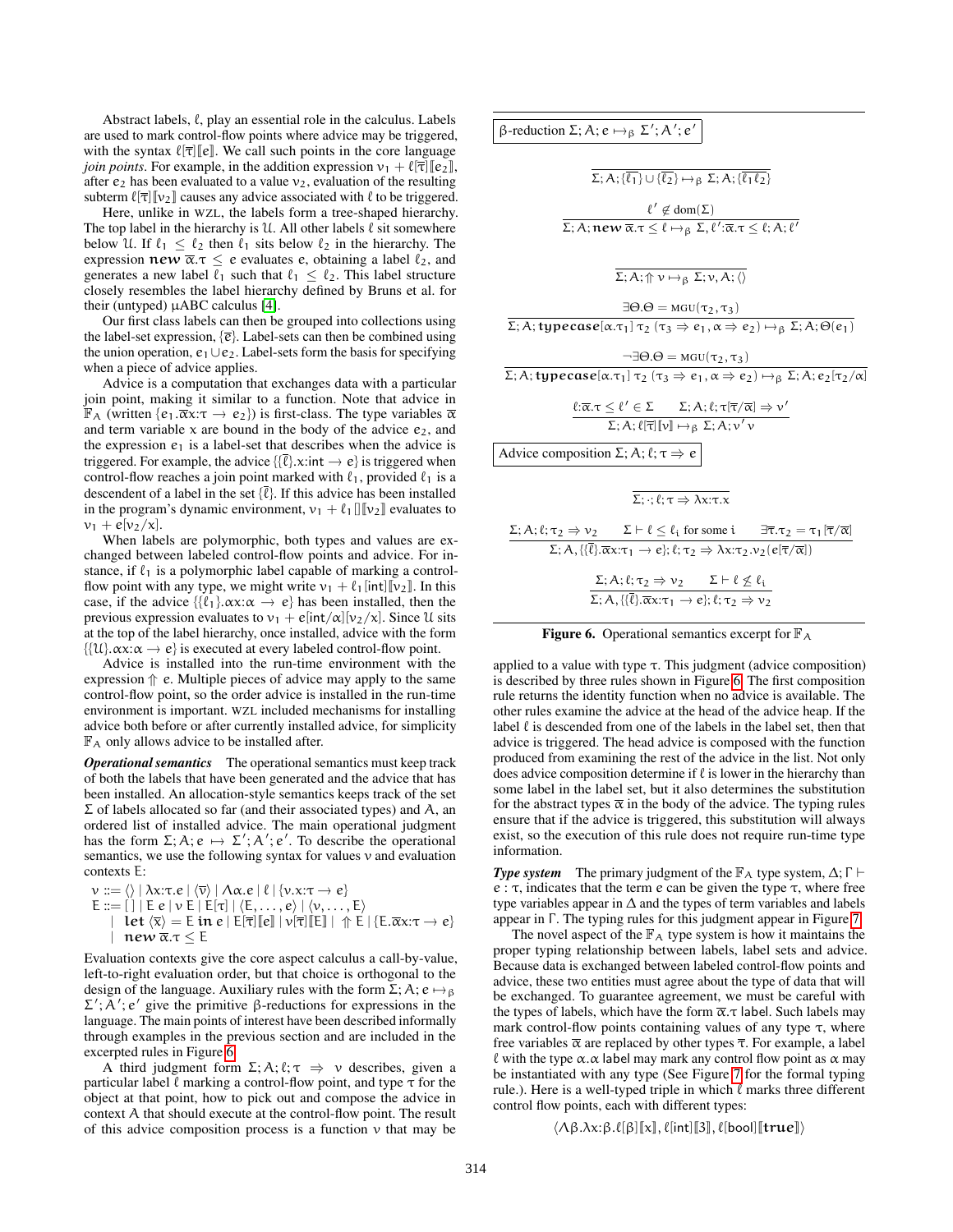Abstract labels, $\ell$, play an essential role in the calculus. Labels are used to mark control-flow points where advice may be triggered, with the syntax $\ell[\overline{\tau}][\![e]\!]$. We call such points in the core language *join points*. For example, in the addition expression $v_1 + \ell[\overline{\tau}][\![e_2]\!]$, after $e_2$ has been evaluated to a value $v_2$, evaluation of the resulting subterm $\ell[\overline{\tau}][\![v_2]\!]$ causes any advice associated with $\ell$ to be triggered.

Here, unlike in WZL, the labels form a tree-shaped hierarchy. The top label in the hierarchy is $\mathcal{U}$. All other labels $\ell$ sit somewhere below $\mathcal{U}$. If $\ell_1 \leq \ell_2$ then $\ell_1$ sits below $\ell_2$ in the hierarchy. The expression $\textbf{new}\ \overline{\alpha}.\tau \leq e$ evaluates $e$, obtaining a label $\ell_2$, and generates a new label $\ell_1$ such that $\ell_1 \leq \ell_2$. This label structure closely resembles the label hierarchy defined by Bruns et al. for their (untyped) $\mu$ABC calculus [4].

Our first class labels can then be grouped into collections using the label-set expression, $\{\overline{e}\}$. Label-sets can then be combined using the union operation, $e_1 \cup e_2$. Label-sets form the basis for specifying when a piece of advice applies.

Advice is a computation that exchanges data with a particular join point, making it similar to a function. Note that advice in $\mathbb{F}_A$ (written $\{e_1.\overline{\alpha}x{:}\tau \to e_2\}$) is first-class. The type variables $\overline{\alpha}$ and term variable $x$ are bound in the body of the advice $e_2$, and the expression $e_1$ is a label-set that describes when the advice is triggered. For example, the advice $\{\{\overline{\ell}\}.x{:}\mathsf{int} \to e\}$ is triggered when control-flow reaches a join point marked with $\ell_1$, provided $\ell_1$ is a descendent of a label in the set $\{\overline{\ell}\}$. If this advice has been installed in the program's dynamic environment, $v_1 + \ell_1[][\![v_2]\!]$ evaluates to $v_1 + e[v_2/x]$.

When labels are polymorphic, both types and values are exchanged between labeled control-flow points and advice. For instance, if $\ell_1$ is a polymorphic label capable of marking a control-flow point with any type, we might write $v_1 + \ell_1[\mathsf{int}][\![v_2]\!]$. In this case, if the advice $\{\{\ell_1\}.\alpha x{:}\alpha \to e\}$ has been installed, then the previous expression evaluates to $v_1 + e[\mathsf{int}/\alpha][v_2/x]$. Since $\mathcal{U}$ sits at the top of the label hierarchy, once installed, advice with the form $\{\{\mathcal{U}\}.\alpha x{:}\alpha \to e\}$ is executed at every labeled control-flow point.

Advice is installed into the run-time environment with the expression $\Uparrow e$. Multiple pieces of advice may apply to the same control-flow point, so the order advice is installed in the run-time environment is important. WZL included mechanisms for installing advice both before or after currently installed advice, for simplicity $\mathbb{F}_A$ only allows advice to be installed after.

***Operational semantics*** The operational semantics must keep track of both the labels that have been generated and the advice that has been installed. An allocation-style semantics keeps track of the set $\Sigma$ of labels allocated so far (and their associated types) and $A$, an ordered list of installed advice. The main operational judgment has the form $\Sigma; A; e \mapsto \Sigma'; A'; e'$. To describe the operational semantics, we use the following syntax for values $v$ and evaluation contexts $E$:

$$
\begin{array}{l}
v ::= \langle\rangle \mid \lambda x{:}\tau.e \mid \langle\overline{v}\rangle \mid \Lambda\alpha.e \mid \ell \mid \{v.x{:}\tau \to e\} \\
E ::= [\,] \mid E\ e \mid v\ E \mid E[\tau] \mid \langle E,\ldots,e\rangle \mid \langle v,\ldots,E\rangle \\
\quad\mid\ \textbf{let}\ \langle\overline{x}\rangle = E\ \textbf{in}\ e \mid E[\overline{\tau}][\![e]\!] \mid v[\overline{\tau}][\![E]\!] \mid\ \Uparrow E \mid \{E.\overline{\alpha}x{:}\tau \to e\} \\
\quad\mid\ \textbf{new}\ \overline{\alpha}.\tau \leq E
\end{array}
$$

Evaluation contexts give the core aspect calculus a call-by-value, left-to-right evaluation order, but that choice is orthogonal to the design of the language. Auxiliary rules with the form $\Sigma; A; e \mapsto_\beta \Sigma'; A'; e'$ give the primitive $\beta$-reductions for expressions in the language. The main points of interest have been described informally through examples in the previous section and are included in the excerpted rules in Figure 6.

A third judgment form $\Sigma; A; \ell; \tau \Rightarrow v$ describes, given a particular label $\ell$ marking a control-flow point, and type $\tau$ for the object at that point, how to pick out and compose the advice in context $A$ that should execute at the control-flow point. The result of this advice composition process is a function $v$ that may be applied to a value with type $\tau$. This judgment (advice composition) is described by three rules shown in Figure 6. The first composition rule returns the identity function when no advice is available. The other rules examine the advice at the head of the advice heap. If the label $\ell$ is descended from one of the labels in the label set, then that advice is triggered. The head advice is composed with the function produced from examining the rest of the advice in the list. Not only does advice composition determine if $\ell$ is lower in the hierarchy than some label in the label set, but it also determines the substitution for the abstract types $\overline{\alpha}$ in the body of the advice. The typing rules ensure that if the advice is triggered, this substitution will always exist, so the execution of this rule does not require run-time type information.

**β-reduction** $\Sigma; A; e \mapsto_\beta \Sigma'; A'; e'$

$$\frac{}{\Sigma; A; \{\overline{\ell_1}\} \cup \{\overline{\ell_2}\} \mapsto_\beta \Sigma; A; \{\overline{\ell_1}\,\overline{\ell_2}\}}$$

$$\frac{\ell' \notin \mathrm{dom}(\Sigma)}{\Sigma; A; \textbf{new}\ \overline{\alpha}.\tau \leq \ell \mapsto_\beta \Sigma, \ell'{:}\overline{\alpha}.\tau \leq \ell; A; \ell'}$$

$$\frac{}{\Sigma; A; \Uparrow v \mapsto_\beta \Sigma; v, A; \langle\rangle}$$

$$\frac{\exists\Theta.\Theta = \mathrm{MGU}(\tau_2, \tau_3)}{\Sigma; A; \textbf{typecase}[\alpha.\tau_1]\ \tau_2\ (\tau_3 \Rightarrow e_1, \alpha \Rightarrow e_2) \mapsto_\beta \Sigma; A; \Theta(e_1)}$$

$$\frac{\neg\exists\Theta.\Theta = \mathrm{MGU}(\tau_2, \tau_3)}{\Sigma; A; \textbf{typecase}[\alpha.\tau_1]\ \tau_2\ (\tau_3 \Rightarrow e_1, \alpha \Rightarrow e_2) \mapsto_\beta \Sigma; A; e_2[\tau_2/\alpha]}$$

$$\frac{\ell{:}\overline{\alpha}.\tau \leq \ell' \in \Sigma \qquad \Sigma; A; \ell; \tau[\overline{\tau}/\overline{\alpha}] \Rightarrow v'}{\Sigma; A; \ell[\overline{\tau}][\![v]\!] \mapsto_\beta \Sigma; A; v'\ v}$$

**Advice composition** $\Sigma; A; \ell; \tau \Rightarrow e$

$$\frac{}{\Sigma; \cdot; \ell; \tau \Rightarrow \lambda x{:}\tau.x}$$

$$\frac{\Sigma; A; \ell; \tau_2 \Rightarrow v_2 \qquad \Sigma \vdash \ell \leq \ell_i \text{ for some } i \qquad \exists\overline{\tau}.\tau_2 = \tau_1[\overline{\tau}/\overline{\alpha}]}{\Sigma; A, \{\{\overline{\ell}\}.\overline{\alpha}x{:}\tau_1 \to e\}; \ell; \tau_2 \Rightarrow \lambda x{:}\tau_2.v_2(e[\overline{\tau}/\overline{\alpha}])}$$

$$\frac{\Sigma; A; \ell; \tau_2 \Rightarrow v_2 \qquad \Sigma \vdash \ell \not\leq \ell_i}{\Sigma; A, \{\{\overline{\ell}\}.\overline{\alpha}x{:}\tau_1 \to e\}; \ell; \tau_2 \Rightarrow v_2}$$

**Figure 6.** Operational semantics excerpt for $\mathbb{F}_A$

***Type system*** The primary judgment of the $\mathbb{F}_A$ type system, $\Delta; \Gamma \vdash e : \tau$, indicates that the term $e$ can be given the type $\tau$, where free type variables appear in $\Delta$ and the types of term variables and labels appear in $\Gamma$. The typing rules for this judgment appear in Figure 7.

The novel aspect of the $\mathbb{F}_A$ type system is how it maintains the proper typing relationship between labels, label sets and advice. Because data is exchanged between labeled control-flow points and advice, these two entities must agree about the type of data that will be exchanged. To guarantee agreement, we must be careful with the types of labels, which have the form $\overline{\alpha}.\tau\ \mathsf{label}$. Such labels may mark control-flow points containing values of any type $\tau$, where free variables $\overline{\alpha}$ are replaced by other types $\overline{\tau}$. For example, a label $\ell$ with the type $\alpha.\alpha\ \mathsf{label}$ may mark any control flow point as $\alpha$ may be instantiated with any type (See Figure 7 for the formal typing rule.). Here is a well-typed triple in which $\ell$ marks three different control flow points, each with different types:

$$\langle \Lambda\beta.\lambda x{:}\beta.\ell[\beta][\![x]\!],\ \ell[\mathsf{int}][\![3]\!],\ \ell[\mathsf{bool}][\![\textbf{true}]\!]\rangle$$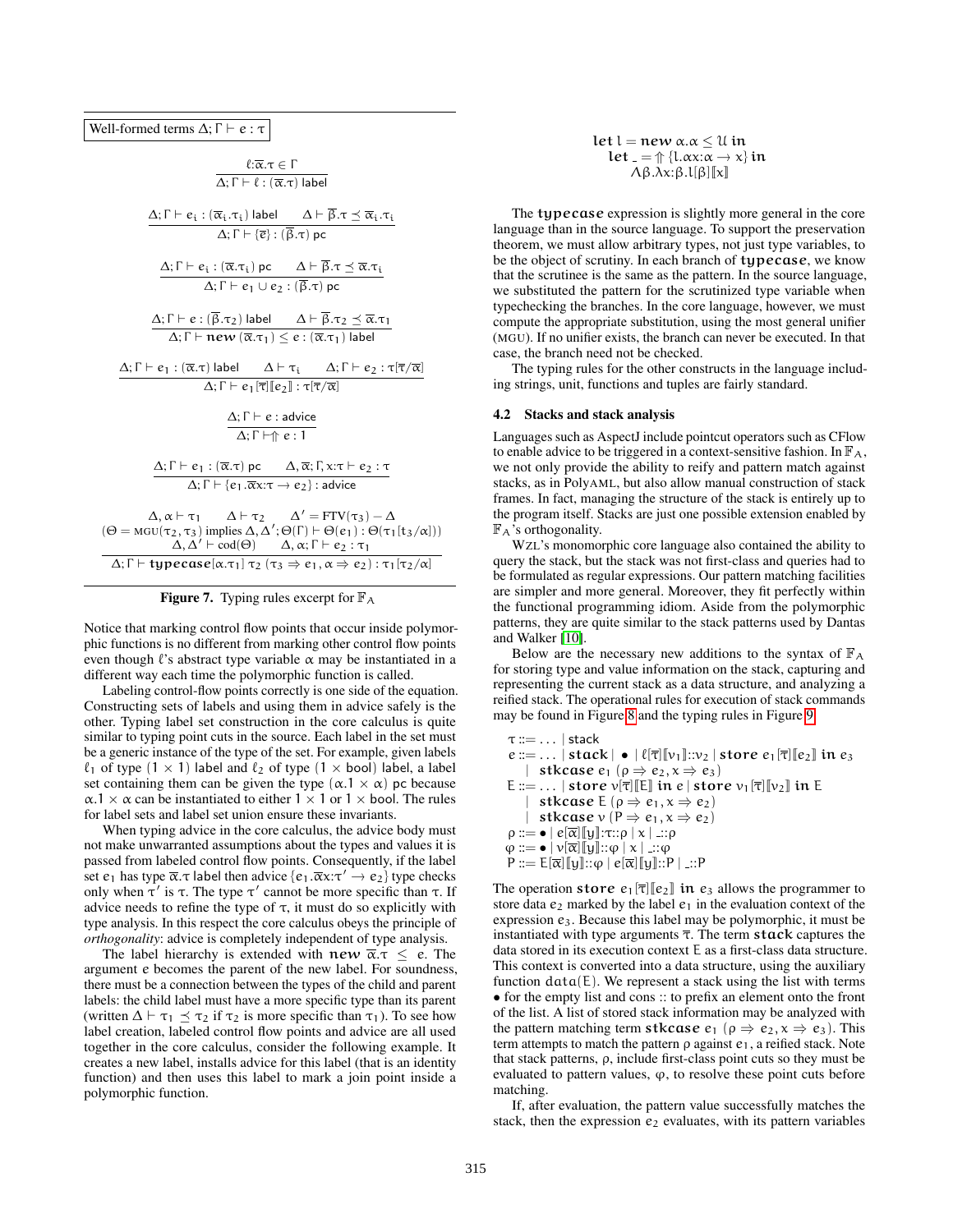**Well-formed terms $\Delta; \Gamma \vdash e : \tau$**

$$\frac{\ell{:}\overline{\alpha}.\tau \in \Gamma}{\Delta; \Gamma \vdash \ell : (\overline{\alpha}.\tau)\ \text{label}}$$

$$\frac{\Delta; \Gamma \vdash e_i : (\overline{\alpha}_i.\tau_i)\ \text{label} \qquad \Delta \vdash \overline{\beta}.\tau \preceq \overline{\alpha}_i.\tau_i}{\Delta; \Gamma \vdash \{\overline{e}\} : (\overline{\beta}.\tau)\ \text{pc}}$$

$$\frac{\Delta; \Gamma \vdash e_i : (\overline{\alpha}.\tau_i)\ \text{pc} \qquad \Delta \vdash \overline{\beta}.\tau \preceq \overline{\alpha}.\tau_i}{\Delta; \Gamma \vdash e_1 \cup e_2 : (\overline{\beta}.\tau)\ \text{pc}}$$

$$\frac{\Delta; \Gamma \vdash e : (\overline{\beta}.\tau_2)\ \text{label} \qquad \Delta \vdash \overline{\beta}.\tau_2 \preceq \overline{\alpha}.\tau_1}{\Delta; \Gamma \vdash \textbf{new}\ (\overline{\alpha}.\tau_1) \leq e : (\overline{\alpha}.\tau_1)\ \text{label}}$$

$$\frac{\Delta; \Gamma \vdash e_1 : (\overline{\alpha}.\tau)\ \text{label} \qquad \Delta \vdash \tau_i \qquad \Delta; \Gamma \vdash e_2 : \tau[\overline{\tau}/\overline{\alpha}]}{\Delta; \Gamma \vdash e_1[\overline{\tau}][\![e_2]\!] : \tau[\overline{\tau}/\overline{\alpha}]}$$

$$\frac{\Delta; \Gamma \vdash e : \text{advice}}{\Delta; \Gamma \vdash \Uparrow e : 1}$$

$$\frac{\Delta; \Gamma \vdash e_1 : (\overline{\alpha}.\tau)\ \text{pc} \qquad \Delta, \overline{\alpha}; \Gamma, x{:}\tau \vdash e_2 : \tau}{\Delta; \Gamma \vdash \{e_1.\overline{\alpha}x{:}\tau \to e_2\} : \text{advice}}$$

$$\frac{\begin{array}{c}\Delta, \alpha \vdash \tau_1 \qquad \Delta \vdash \tau_2 \qquad \Delta' = \text{FTV}(\tau_3) - \Delta \\ (\Theta = \text{MGU}(\tau_2, \tau_3)\ \text{implies}\ \Delta, \Delta'; \Theta(\Gamma) \vdash \Theta(e_1) : \Theta(\tau_1[\tau_3/\alpha])) \\ \Delta, \Delta' \vdash \text{cod}(\Theta) \qquad \Delta, \alpha; \Gamma \vdash e_2 : \tau_1\end{array}}{\Delta; \Gamma \vdash \textbf{typecase}[\alpha.\tau_1]\ \tau_2\ (\tau_3 \Rightarrow e_1, \alpha \Rightarrow e_2) : \tau_1[\tau_2/\alpha]}$$

**Figure 7.** Typing rules excerpt for $\mathbb{F}_A$

Notice that marking control flow points that occur inside polymorphic functions is no different from marking other control flow points even though $\ell$'s abstract type variable $\alpha$ may be instantiated in a different way each time the polymorphic function is called.

Labeling control-flow points correctly is one side of the equation. Constructing sets of labels and using them in advice safely is the other. Typing label set construction in the core calculus is quite similar to typing point cuts in the source. Each label in the set must be a generic instance of the type of the set. For example, given labels $\ell_1$ of type $(1 \times 1)$ label and $\ell_2$ of type $(1 \times \text{bool})$ label, a label set containing them can be given the type $(\alpha.1 \times \alpha)$ pc because $\alpha.1 \times \alpha$ can be instantiated to either $1 \times 1$ or $1 \times \text{bool}$. The rules for label sets and label set union ensure these invariants.

When typing advice in the core calculus, the advice body must not make unwarranted assumptions about the types and values it is passed from labeled control flow points. Consequently, if the label set $e_1$ has type $\overline{\alpha}.\tau$ label then advice $\{e_1.\overline{\alpha}x{:}\tau' \to e_2\}$ type checks only when $\tau'$ is $\tau$. The type $\tau'$ cannot be more specific than $\tau$. If advice needs to refine the type of $\tau$, it must do so explicitly with type analysis. In this respect the core calculus obeys the principle of *orthogonality*: advice is completely independent of type analysis.

The label hierarchy is extended with $\textbf{new}\ \overline{\alpha}.\tau \leq e$. The argument $e$ becomes the parent of the new label. For soundness, there must be a connection between the types of the child and parent labels: the child label must have a more specific type than its parent (written $\Delta \vdash \tau_1 \preceq \tau_2$ if $\tau_2$ is more specific than $\tau_1$). To see how label creation, labeled control flow points and advice are all used together in the core calculus, consider the following example. It creates a new label, installs advice for this label (that is an identity function) and then uses this label to mark a join point inside a polymorphic function.

$$\begin{array}{l}\textbf{let}\ l = \textbf{new}\ \alpha.\alpha \leq \mathcal{U}\ \textbf{in} \\ \quad \textbf{let}\ \_ = \Uparrow \{l.\alpha x{:}\alpha \to x\}\ \textbf{in} \\ \quad \Lambda\beta.\lambda x{:}\beta.l[\beta][\![x]\!]\end{array}$$

The **typecase** expression is slightly more general in the core language than in the source language. To support the preservation theorem, we must allow arbitrary types, not just type variables, to be the object of scrutiny. In each branch of **typecase**, we know that the scrutinee is the same as the pattern. In the source language, we substituted the pattern for the scrutinized type variable when typechecking the branches. In the core language, however, we must compute the appropriate substitution, using the most general unifier (MGU). If no unifier exists, the branch can never be executed. In that case, the branch need not be checked.

The typing rules for the other constructs in the language including strings, unit, functions and tuples are fairly standard.

### 4.2 Stacks and stack analysis

Languages such as AspectJ include pointcut operators such as CFlow to enable advice to be triggered in a context-sensitive fashion. In $\mathbb{F}_A$, we not only provide the ability to reify and pattern match against stacks, as in PolyAML, but also allow manual construction of stack frames. In fact, managing the structure of the stack is entirely up to the program itself. Stacks are just one possible extension enabled by $\mathbb{F}_A$'s orthogonality.

WZL's monomorphic core language also contained the ability to query the stack, but the stack was not first-class and queries had to be formulated as regular expressions. Our pattern matching facilities are simpler and more general. Moreover, they fit perfectly within the functional programming idiom. Aside from the polymorphic patterns, they are quite similar to the stack patterns used by Dantas and Walker [10].

Below are the necessary new additions to the syntax of $\mathbb{F}_A$ for storing type and value information on the stack, capturing and representing the current stack as a data structure, and analyzing a reified stack. The operational rules for execution of stack commands may be found in Figure 8 and the typing rules in Figure 9.

$$\begin{array}{lcl}\tau & ::= & \ldots \mid \text{stack} \\ e & ::= & \ldots \mid \textbf{stack} \mid \bullet \mid \ell[\overline{\tau}][\![v_1]\!]{::}v_2 \mid \textbf{store}\ e_1[\overline{\tau}][\![e_2]\!]\ \textbf{in}\ e_3 \\ & \mid & \textbf{stkcase}\ e_1\ (\rho \Rightarrow e_2, x \Rightarrow e_3) \\ E & ::= & \ldots \mid \textbf{store}\ v[\overline{\tau}][\![E]\!]\ \textbf{in}\ e \mid \textbf{store}\ v_1[\overline{\tau}][\![v_2]\!]\ \textbf{in}\ E \\ & \mid & \textbf{stkcase}\ E\ (\rho \Rightarrow e_1, x \Rightarrow e_2) \\ & \mid & \textbf{stkcase}\ v\ (P \Rightarrow e_1, x \Rightarrow e_2) \\ \rho & ::= & \bullet \mid e[\overline{\alpha}][\![y]\!]{:}\tau{::}\rho \mid x \mid \_{::}\rho \\ \varphi & ::= & \bullet \mid v[\overline{\alpha}][\![y]\!]{::}\varphi \mid x \mid \_{::}\varphi \\ P & ::= & E[\overline{\alpha}][\![y]\!]{::}\varphi \mid e[\overline{\alpha}][\![y]\!]{::}P \mid \_{::}P\end{array}$$

The operation $\textbf{store}\ e_1[\overline{\tau}][\![e_2]\!]\ \textbf{in}\ e_3$ allows the programmer to store data $e_2$ marked by the label $e_1$ in the evaluation context of the expression $e_3$. Because this label may be polymorphic, it must be instantiated with type arguments $\overline{\tau}$. The term **stack** captures the data stored in its execution context $E$ as a first-class data structure. This context is converted into a data structure, using the auxiliary function $data(E)$. We represent a stack using the list with terms $\bullet$ for the empty list and cons :: to prefix an element onto the front of the list. A list of stored stack information may be analyzed with the pattern matching term $\textbf{stkcase}\ e_1\ (\rho \Rightarrow e_2, x \Rightarrow e_3)$. This term attempts to match the pattern $\rho$ against $e_1$, a reified stack. Note that stack patterns, $\rho$, include first-class point cuts so they must be evaluated to pattern values, $\varphi$, to resolve these point cuts before matching.

If, after evaluation, the pattern value successfully matches the stack, then the expression $e_2$ evaluates, with its pattern variables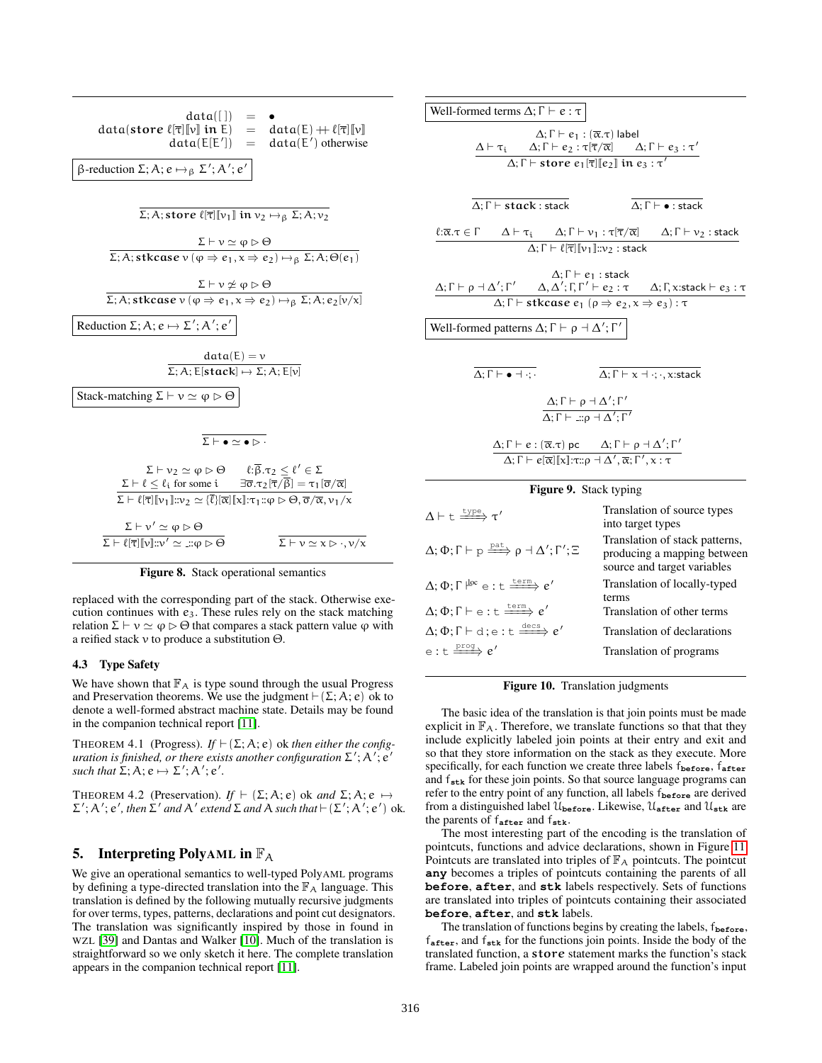$$\begin{array}{rcl} data([\,]) & = & \bullet \\ data(\mathbf{store}\ \ell[\overline{\tau}][\![v]\!]\ \mathbf{in}\ E) & = & data(E) +\!\!+ \ell[\overline{\tau}][\![v]\!] \\ data(E[E']) & = & data(E')\ \text{otherwise} \end{array}$$

**β-reduction** $\Sigma; A; e \mapsto_\beta \Sigma'; A'; e'$

$$\frac{}{\Sigma; A; \mathbf{store}\ \ell[\overline{\tau}][\![v_1]\!]\ \mathbf{in}\ v_2 \mapsto_\beta \Sigma; A; v_2}$$

$$\frac{\Sigma \vdash v \simeq \varphi \rhd \Theta}{\Sigma; A; \mathbf{stkcase}\ v\,(\varphi \Rightarrow e_1, x \Rightarrow e_2) \mapsto_\beta \Sigma; A; \Theta(e_1)}$$

$$\frac{\Sigma \vdash v \not\simeq \varphi \rhd \Theta}{\Sigma; A; \mathbf{stkcase}\ v\,(\varphi \Rightarrow e_1, x \Rightarrow e_2) \mapsto_\beta \Sigma; A; e_2[v/x]}$$

**Reduction** $\Sigma; A; e \mapsto \Sigma'; A'; e'$

$$\frac{data(E) = v}{\Sigma; A; E[\mathbf{stack}] \mapsto \Sigma; A; E[v]}$$

**Stack-matching** $\Sigma \vdash v \simeq \varphi \rhd \Theta$

$$\frac{}{\Sigma \vdash \bullet \simeq \bullet \rhd \cdot}$$

$$\frac{\begin{array}{cc}\Sigma \vdash v_2 \simeq \varphi \rhd \Theta & \ell{:}\overline{\beta}.\tau_2 \leq \ell' \in \Sigma \\ \Sigma \vdash \ell \leq \ell_i \text{ for some } i & \exists \overline{\sigma}.\tau_2[\overline{\tau}/\overline{\beta}] = \tau_1[\overline{\sigma}/\overline{\alpha}]\end{array}}{\Sigma \vdash \ell[\overline{\tau}][\![v_1]\!]{::}v_2 \simeq \{\overline{\ell}\}[\overline{\alpha}][\![x]\!]{:}\tau_1{::}\varphi \rhd \Theta, \overline{\sigma}/\overline{\alpha}, v_1/x}$$

$$\frac{\Sigma \vdash v' \simeq \varphi \rhd \Theta}{\Sigma \vdash \ell[\overline{\tau}][\![v]\!]{::}v' \simeq \_{::}\varphi \rhd \Theta} \qquad \frac{}{\Sigma \vdash v \simeq x \rhd \cdot, v/x}$$

**Figure 8.** Stack operational semantics

replaced with the corresponding part of the stack. Otherwise execution continues with $e_3$. These rules rely on the stack matching relation $\Sigma \vdash v \simeq \varphi \rhd \Theta$ that compares a stack pattern value $\varphi$ with a reified stack $v$ to produce a substitution $\Theta$.

### 4.3 Type Safety

We have shown that $\mathbb{F}_A$ is type sound through the usual Progress and Preservation theorems. We use the judgment $\vdash (\Sigma; A; e)$ ok to denote a well-formed abstract machine state. Details may be found in the companion technical report [11].

THEOREM 4.1 (Progress). *If $\vdash (\Sigma; A; e)$ ok then either the configuration is finished, or there exists another configuration $\Sigma'; A'; e'$ such that $\Sigma; A; e \mapsto \Sigma'; A'; e'$.*

THEOREM 4.2 (Preservation). *If $\vdash (\Sigma; A; e)$ ok and $\Sigma; A; e \mapsto \Sigma'; A'; e'$, then $\Sigma'$ and $A'$ extend $\Sigma$ and $A$ such that $\vdash (\Sigma'; A'; e')$ ok.*

## 5. Interpreting PolyAML in $\mathbb{F}_A$

We give an operational semantics to well-typed PolyAML programs by defining a type-directed translation into the $\mathbb{F}_A$ language. This translation is defined by the following mutually recursive judgments for every terms, types, patterns, declarations and point cut designators. The translation was significantly inspired by those in found in WZL [39] and Dantas and Walker [10]. Much of the translation is straightforward so we only sketch it here. The complete translation appears in the companion technical report [11].

**Well-formed terms** $\Delta; \Gamma \vdash e : \tau$

$$\frac{\begin{array}{c}\Delta; \Gamma \vdash e_1 : (\overline{\alpha}.\tau)\ \text{label} \\ \Delta \vdash \tau_i \quad \Delta; \Gamma \vdash e_2 : \tau[\overline{\tau}/\overline{\alpha}] \quad \Delta; \Gamma \vdash e_3 : \tau'\end{array}}{\Delta; \Gamma \vdash \mathbf{store}\ e_1[\overline{\tau}][\![e_2]\!]\ \mathbf{in}\ e_3 : \tau'}$$

$$\frac{}{\Delta; \Gamma \vdash \mathbf{stack} : \text{stack}} \qquad \frac{}{\Delta; \Gamma \vdash \bullet : \text{stack}}$$

$$\frac{\ell{:}\overline{\alpha}.\tau \in \Gamma \quad \Delta \vdash \tau_i \quad \Delta; \Gamma \vdash v_1 : \tau[\overline{\tau}/\overline{\alpha}] \quad \Delta; \Gamma \vdash v_2 : \text{stack}}{\Delta; \Gamma \vdash \ell[\overline{\tau}][\![v_1]\!]{::}v_2 : \text{stack}}$$

$$\frac{\begin{array}{c}\Delta; \Gamma \vdash e_1 : \text{stack} \\ \Delta; \Gamma \vdash \rho \dashv \Delta'; \Gamma' \quad \Delta, \Delta'; \Gamma, \Gamma' \vdash e_2 : \tau \quad \Delta; \Gamma, x{:}\text{stack} \vdash e_3 : \tau\end{array}}{\Delta; \Gamma \vdash \mathbf{stkcase}\ e_1\,(\rho \Rightarrow e_2, x \Rightarrow e_3) : \tau}$$

**Well-formed patterns** $\Delta; \Gamma \vdash \rho \dashv \Delta'; \Gamma'$

$$\frac{}{\Delta; \Gamma \vdash \bullet \dashv \cdot; \cdot} \qquad \frac{}{\Delta; \Gamma \vdash x \dashv \cdot; \cdot, x{:}\text{stack}}$$

$$\frac{\Delta; \Gamma \vdash \rho \dashv \Delta'; \Gamma'}{\Delta; \Gamma \vdash \_{::}\rho \dashv \Delta'; \Gamma'}$$

$$\frac{\Delta; \Gamma \vdash e : (\overline{\alpha}.\tau)\ \text{pc} \quad \Delta; \Gamma \vdash \rho \dashv \Delta'; \Gamma'}{\Delta; \Gamma \vdash e[\overline{\alpha}][\![x]\!]{:}\tau{::}\rho \dashv \Delta', \overline{\alpha}; \Gamma', x : \tau}$$

**Figure 9.** Stack typing

| | |
|---|---|
| $\Delta \vdash t \xrightarrow{\text{type}} \tau'$ | Translation of source types into target types |
| $\Delta; \Phi; \Gamma \vdash p \xrightarrow{\text{pat}} \rho \dashv \Delta'; \Gamma'; \Xi$ | Translation of stack patterns, producing a mapping between source and target variables |
| $\Delta; \Phi; \Gamma \vdash^{\text{loc}} e : t \xrightarrow{\text{term}} e'$ | Translation of locally-typed terms |
| $\Delta; \Phi; \Gamma \vdash e : t \xrightarrow{\text{term}} e'$ | Translation of other terms |
| $\Delta; \Phi; \Gamma \vdash d; e : t \xrightarrow{\text{decs}} e'$ | Translation of declarations |
| $e : t \xrightarrow{\text{prog}} e'$ | Translation of programs |

**Figure 10.** Translation judgments

The basic idea of the translation is that join points must be made explicit in $\mathbb{F}_A$. Therefore, we translate functions so that that they include explicitly labeled join points at their entry and exit and so that they store information on the stack as they execute. More specifically, for each function we create three labels $f_{\mathbf{before}}$, $f_{\mathbf{after}}$ and $f_{\mathbf{stk}}$ for these join points. So that source language programs can refer to the entry point of any function, all labels $f_{\mathbf{before}}$ are derived from a distinguished label $\mathcal{U}_{\mathbf{before}}$. Likewise, $\mathcal{U}_{\mathbf{after}}$ and $\mathcal{U}_{\mathbf{stk}}$ are the parents of $f_{\mathbf{after}}$ and $f_{\mathbf{stk}}$.

The most interesting part of the encoding is the translation of pointcuts, functions and advice declarations, shown in Figure 11. Pointcuts are translated into triples of $\mathbb{F}_A$ pointcuts. The pointcut **any** becomes a triples of pointcuts containing the parents of all **before**, **after**, and **stk** labels respectively. Sets of functions are translated into triples of pointcuts containing their associated **before**, **after**, and **stk** labels.

The translation of functions begins by creating the labels, $f_{\mathbf{before}}$, $f_{\mathbf{after}}$, and $f_{\mathbf{stk}}$ for the functions join points. Inside the body of the translated function, a **store** statement marks the function's stack frame. Labeled join points are wrapped around the function's input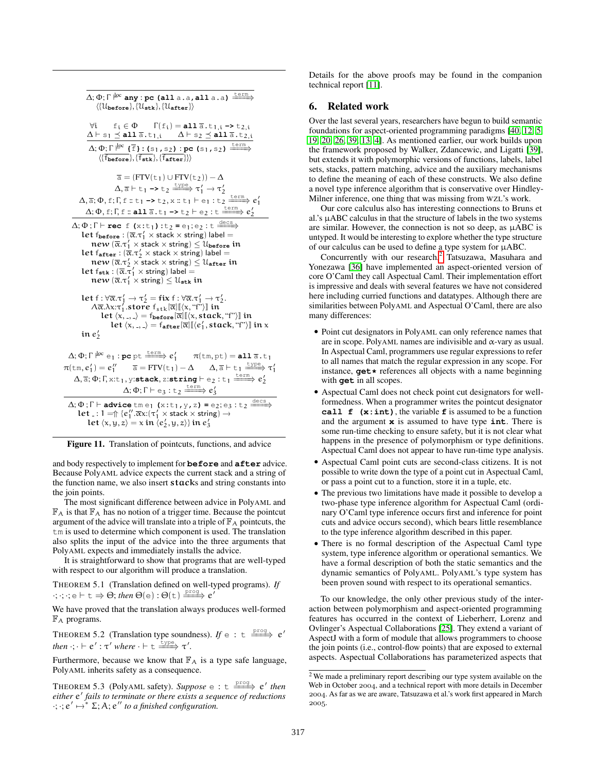$$\frac{}{\Delta;\Phi;\Gamma \vdash^{loc} \texttt{any} : \texttt{pc (all a.a, all a.a)} \xRightarrow{\text{term}} \langle\{\mathcal{U}_{\texttt{before}}\}, \{\mathcal{U}_{\texttt{stk}}\}, \{\mathcal{U}_{\texttt{after}}\}\rangle}$$

$$\frac{\forall i \quad f_i \in \Phi \quad \Gamma(f_i) = \texttt{all}\ \overline{a}.t_{1,i} \texttt{ -> } t_{2,i} \quad \Delta \vdash s_1 \preceq \texttt{all}\ \overline{a}.t_{1,i} \quad \Delta \vdash s_2 \preceq \texttt{all}\ \overline{a}.t_{2,i}}{\Delta;\Phi;\Gamma \vdash^{loc} \{\overline{f}\} : (s_1, s_2) : \texttt{pc}\ (s_1, s_2) \xRightarrow{\text{term}} \langle\{\overline{f_{\texttt{before}}}\}, \{\overline{f_{\texttt{stk}}}\}, \{\overline{f_{\texttt{after}}}\}\rangle}$$

$$\frac{\begin{array}{c}\overline{a} = (\text{FTV}(t_1) \cup \text{FTV}(t_2)) - \Delta \\ \Delta, \overline{a} \vdash t_1 \texttt{ -> } t_2 \xRightarrow{\text{type}} \tau_1' \to \tau_2' \\ \Delta, \overline{a}; \Phi, f; \Gamma, f :: t_1 \texttt{ -> } t_2, x :: t_1 \vdash e_1 : t_2 \xRightarrow{\text{term}} e_1' \\ \Delta; \Phi, f; \Gamma, f :: \texttt{all}\ \overline{a}.t_1 \texttt{ -> } t_2 \vdash e_2 : t \xRightarrow{\text{term}} e_2'\end{array}}{\Delta;\Phi;\Gamma \vdash \texttt{rec f (x:}t_1\texttt{):}t_2 \texttt{ = } e_1; e_2 : t \xRightarrow{\text{decs}}}$$

$\textbf{let } f_{\texttt{before}} : (\overline{\alpha}.\tau_1' \times \text{stack} \times \text{string})\ \text{label} =$
$\quad \textbf{new}\ (\overline{\alpha}.\tau_1' \times \text{stack} \times \text{string}) \leq \mathcal{U}_{\texttt{before}}\ \textbf{in}$
$\textbf{let } f_{\texttt{after}} : (\overline{\alpha}.\tau_2' \times \text{stack} \times \text{string})\ \text{label} =$
$\quad \textbf{new}\ (\overline{\alpha}.\tau_2' \times \text{stack} \times \text{string}) \leq \mathcal{U}_{\texttt{after}}\ \textbf{in}$
$\textbf{let } f_{\texttt{stk}} : (\overline{\alpha}.\tau_1' \times \text{string})\ \text{label} =$
$\quad \textbf{new}\ (\overline{\alpha}.\tau_1' \times \text{string}) \leq \mathcal{U}_{\texttt{stk}}\ \textbf{in}$

$\textbf{let } f : \forall\overline{\alpha}.\tau_1' \to \tau_2' = \textbf{fix}\ f : \forall\overline{\alpha}.\tau_1' \to \tau_2'.$
$\quad \Lambda\overline{\alpha}.\lambda x{:}\tau_1'.\textbf{store}\ f_{stk}[\overline{\alpha}]\llbracket\langle x, \text{“f”}\rangle\rrbracket\ \textbf{in}$
$\quad\quad \textbf{let}\ \langle x, \_, \_\rangle = f_{\texttt{before}}[\overline{\alpha}]\llbracket\langle x, \textbf{stack}, \text{“f”}\rangle\rrbracket\ \textbf{in}$
$\quad\quad\quad \textbf{let}\ \langle x, \_, \_\rangle = f_{\texttt{after}}[\overline{\alpha}]\llbracket\langle e_1', \textbf{stack}, \text{“f”}\rangle\rrbracket\ \textbf{in}\ x$
$\textbf{in}\ e_2'$

$$\frac{\begin{array}{c}\Delta;\Phi;\Gamma \vdash^{loc} e_1 : \texttt{pc}\ pt \xRightarrow{\text{term}} e_1' \quad \pi(tm, pt) = \texttt{all}\ \overline{a}.t_1 \\ \pi(tm, e_1') = e_1'' \quad \overline{a} = \text{FTV}(t_1) - \Delta \quad \Delta, \overline{a} \vdash t_1 \xRightarrow{\text{type}} \tau_1' \\ \Delta, \overline{a}; \Phi; \Gamma, x{:}t_1, y{:}\texttt{stack}, z{:}\texttt{string} \vdash e_2 : t_1 \xRightarrow{\text{term}} e_2' \\ \Delta;\Phi;\Gamma \vdash e_3 : t_2 \xRightarrow{\text{term}} e_3'\end{array}}{\Delta;\Phi;\Gamma \vdash \texttt{advice}\ tm\ e_1\ \texttt{(x:}t_1\texttt{,y,z) = } e_2; e_3 : t_2 \xRightarrow{\text{decs}}}$$

$\textbf{let}\ \_ : 1 = \Uparrow \{e_1''.\overline{\alpha}x{:}(\tau_1' \times \text{stack} \times \text{string}) \to$
$\quad \textbf{let}\ \langle x, y, z\rangle = x\ \textbf{in}\ \langle e_2', y, z\rangle\}\ \textbf{in}\ e_3'$

**Figure 11.** Translation of pointcuts, functions, and advice

and body respectively to implement for **before** and **after** advice. Because PolyAML advice expects the current stack and a string of the function name, we also insert **stack**s and string constants into the join points.

The most significant difference between advice in PolyAML and $\mathbb{F}_A$ is that $\mathbb{F}_A$ has no notion of a trigger time. Because the pointcut argument of the advice will translate into a triple of $\mathbb{F}_A$ pointcuts, the tm is used to determine which component is used. The translation also splits the input of the advice into the three arguments that PolyAML expects and immediately installs the advice.

It is straightforward to show that programs that are well-typed with respect to our algorithm will produce a translation.

THEOREM 5.1 (Translation defined on well-typed programs). *If* $\cdot;\cdot;\cdot; e \vdash t \Rightarrow \Theta$; *then* $\Theta(e) : \Theta(t) \xRightarrow{\text{prog}} e'$

We have proved that the translation always produces well-formed $\mathbb{F}_A$ programs.

THEOREM 5.2 (Translation type soundness). *If* $e : t \xRightarrow{\text{prog}} e'$ *then* $\cdot;\cdot \vdash e' : \tau'$ *where* $\cdot \vdash t \xRightarrow{\text{type}} \tau'$.

Furthermore, because we know that $\mathbb{F}_A$ is a type safe language, PolyAML inherits safety as a consequence.

THEOREM 5.3 (PolyAML safety). *Suppose* $e : t \xRightarrow{\text{prog}} e'$ *then either* $e'$ *fails to terminate or there exists a sequence of reductions* $\cdot;\cdot; e' \mapsto^* \Sigma; A; e''$ *to a finished configuration.*

Details for the above proofs may be found in the companion technical report [11].

## 6. Related work

Over the last several years, researchers have begun to build semantic foundations for aspect-oriented programming paradigms [40, 12, 5, 19, 20, 26, 39, 13, 4]. As mentioned earlier, our work builds upon the framework proposed by Walker, Zdancewic, and Ligatti [39], but extends it with polymorphic versions of functions, labels, label sets, stacks, pattern matching, advice and the auxiliary mechanisms to define the meaning of each of these constructs. We also define a novel type inference algorithm that is conservative over Hindley-Milner inference, one thing that was missing from WZL's work.

Our core calculus also has interesting connections to Bruns et al.'s μABC calculus in that the structure of labels in the two systems are similar. However, the connection is not so deep, as μABC is untyped. It would be interesting to explore whether the type structure of our calculus can be used to define a type system for μABC.

Concurrently with our research,[2] Tatsuzawa, Masuhara and Yonezawa [36] have implemented an aspect-oriented version of core O'Caml they call Aspectual Caml. Their implementation effort is impressive and deals with several features we have not considered here including curried functions and datatypes. Although there are similarities between PolyAML and Aspectual O'Caml, there are also many differences:

- Point cut designators in PolyAML can only reference names that are in scope. PolyAML names are indivisible and α-vary as usual. In Aspectual Caml, programmers use regular expressions to refer to all names that match the regular expression in any scope. For instance, **get\*** references all objects with a name beginning with **get** in all scopes.
- Aspectual Caml does not check point cut designators for well-formedness. When a programmer writes the pointcut designator **call f (x:int)**, the variable **f** is assumed to be a function and the argument **x** is assumed to have type **int**. There is some run-time checking to ensure safety, but it is not clear what happens in the presence of polymorphism or type definitions. Aspectual Caml does not appear to have run-time type analysis.
- Aspectual Caml point cuts are second-class citizens. It is not possible to write down the type of a point cut in Aspectual Caml, or pass a point cut to a function, store it in a tuple, etc.
- The previous two limitations have made it possible to develop a two-phase type inference algorithm for Aspectual Caml (ordinary O'Caml type inference occurs first and inference for point cuts and advice occurs second), which bears little resemblance to the type inference algorithm described in this paper.
- There is no formal description of the Aspectual Caml type system, type inference algorithm or operational semantics. We have a formal description of both the static semantics and the dynamic semantics of PolyAML. PolyAML's type system has been proven sound with respect to its operational semantics.

To our knowledge, the only other previous study of the interaction between polymorphism and aspect-oriented programming features has occurred in the context of Lieberherr, Lorenz and Ovlinger's Aspectual Collaborations [25]. They extend a variant of AspectJ with a form of module that allows programmers to choose the join points (i.e., control-flow points) that are exposed to external aspects. Aspectual Collaborations has parameterized aspects that

[2] We made a preliminary report describing our type system available on the Web in October 2004, and a technical report with more details in December 2004. As far as we are aware, Tatsuzawa et al.'s work first appeared in March 2005.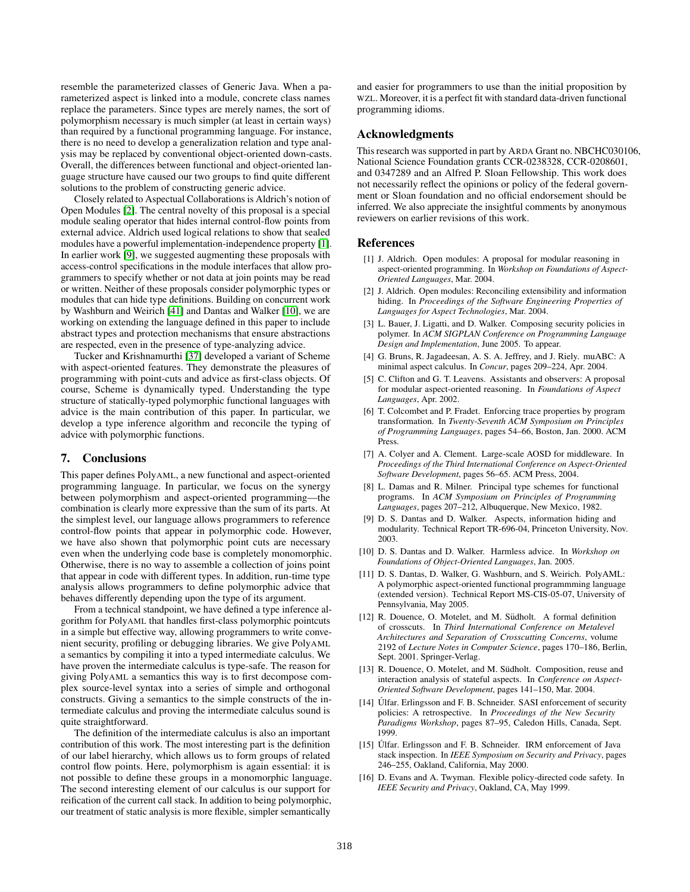resemble the parameterized classes of Generic Java. When a parameterized aspect is linked into a module, concrete class names replace the parameters. Since types are merely names, the sort of polymorphism necessary is much simpler (at least in certain ways) than required by a functional programming language. For instance, there is no need to develop a generalization relation and type analysis may be replaced by conventional object-oriented down-casts. Overall, the differences between functional and object-oriented language structure have caused our two groups to find quite different solutions to the problem of constructing generic advice.

Closely related to Aspectual Collaborations is Aldrich's notion of Open Modules [2]. The central novelty of this proposal is a special module sealing operator that hides internal control-flow points from external advice. Aldrich used logical relations to show that sealed modules have a powerful implementation-independence property [1]. In earlier work [9], we suggested augmenting these proposals with access-control specifications in the module interfaces that allow programmers to specify whether or not data at join points may be read or written. Neither of these proposals consider polymorphic types or modules that can hide type definitions. Building on concurrent work by Washburn and Weirich [41] and Dantas and Walker [10], we are working on extending the language defined in this paper to include abstract types and protection mechanisms that ensure abstractions are respected, even in the presence of type-analyzing advice.

Tucker and Krishnamurthi [37] developed a variant of Scheme with aspect-oriented features. They demonstrate the pleasures of programming with point-cuts and advice as first-class objects. Of course, Scheme is dynamically typed. Understanding the type structure of statically-typed polymorphic functional languages with advice is the main contribution of this paper. In particular, we develop a type inference algorithm and reconcile the typing of advice with polymorphic functions.

## 7. Conclusions

This paper defines PolyAML, a new functional and aspect-oriented programming language. In particular, we focus on the synergy between polymorphism and aspect-oriented programming—the combination is clearly more expressive than the sum of its parts. At the simplest level, our language allows programmers to reference control-flow points that appear in polymorphic code. However, we have also shown that polymorphic point cuts are necessary even when the underlying code base is completely monomorphic. Otherwise, there is no way to assemble a collection of joins point that appear in code with different types. In addition, run-time type analysis allows programmers to define polymorphic advice that behaves differently depending upon the type of its argument.

From a technical standpoint, we have defined a type inference algorithm for PolyAML that handles first-class polymorphic pointcuts in a simple but effective way, allowing programmers to write convenient security, profiling or debugging libraries. We give PolyAML a semantics by compiling it into a typed intermediate calculus. We have proven the intermediate calculus is type-safe. The reason for giving PolyAML a semantics this way is to first decompose complex source-level syntax into a series of simple and orthogonal constructs. Giving a semantics to the simple constructs of the intermediate calculus and proving the intermediate calculus sound is quite straightforward.

The definition of the intermediate calculus is also an important contribution of this work. The most interesting part is the definition of our label hierarchy, which allows us to form groups of related control flow points. Here, polymorphism is again essential: it is not possible to define these groups in a monomorphic language. The second interesting element of our calculus is our support for reification of the current call stack. In addition to being polymorphic, our treatment of static analysis is more flexible, simpler semantically and easier for programmers to use than the initial proposition by WZL. Moreover, it is a perfect fit with standard data-driven functional programming idioms.

## Acknowledgments

This research was supported in part by ARDA Grant no. NBCHC030106, National Science Foundation grants CCR-0238328, CCR-0208601, and 0347289 and an Alfred P. Sloan Fellowship. This work does not necessarily reflect the opinions or policy of the federal government or Sloan foundation and no official endorsement should be inferred. We also appreciate the insightful comments by anonymous reviewers on earlier revisions of this work.

## References

[1] J. Aldrich. Open modules: A proposal for modular reasoning in aspect-oriented programming. In *Workshop on Foundations of Aspect-Oriented Languages*, Mar. 2004.

[2] J. Aldrich. Open modules: Reconciling extensibility and information hiding. In *Proceedings of the Software Engineering Properties of Languages for Aspect Technologies*, Mar. 2004.

[3] L. Bauer, J. Ligatti, and D. Walker. Composing security policies in polymer. In *ACM SIGPLAN Conference on Programming Language Design and Implementation*, June 2005. To appear.

[4] G. Bruns, R. Jagadeesan, A. S. A. Jeffrey, and J. Riely. muABC: A minimal aspect calculus. In *Concur*, pages 209–224, Apr. 2004.

[5] C. Clifton and G. T. Leavens. Assistants and observers: A proposal for modular aspect-oriented reasoning. In *Foundations of Aspect Languages*, Apr. 2002.

[6] T. Colcombet and P. Fradet. Enforcing trace properties by program transformation. In *Twenty-Seventh ACM Symposium on Principles of Programming Languages*, pages 54–66, Boston, Jan. 2000. ACM Press.

[7] A. Colyer and A. Clement. Large-scale AOSD for middleware. In *Proceedings of the Third International Conference on Aspect-Oriented Software Development*, pages 56–65. ACM Press, 2004.

[8] L. Damas and R. Milner. Principal type schemes for functional programs. In *ACM Symposium on Principles of Programming Languages*, pages 207–212, Albuquerque, New Mexico, 1982.

[9] D. S. Dantas and D. Walker. Aspects, information hiding and modularity. Technical Report TR-696-04, Princeton University, Nov. 2003.

[10] D. S. Dantas and D. Walker. Harmless advice. In *Workshop on Foundations of Object-Oriented Languages*, Jan. 2005.

[11] D. S. Dantas, D. Walker, G. Washburn, and S. Weirich. PolyAML: A polymorphic aspect-oriented functional programmming language (extended version). Technical Report MS-CIS-05-07, University of Pennsylvania, May 2005.

[12] R. Douence, O. Motelet, and M. Südholt. A formal definition of crosscuts. In *Third International Conference on Metalevel Architectures and Separation of Crosscutting Concerns*, volume 2192 of *Lecture Notes in Computer Science*, pages 170–186, Berlin, Sept. 2001. Springer-Verlag.

[13] R. Douence, O. Motelet, and M. Südholt. Composition, reuse and interaction analysis of stateful aspects. In *Conference on Aspect-Oriented Software Development*, pages 141–150, Mar. 2004.

[14] Úlfar. Erlingsson and F. B. Schneider. SASI enforcement of security policies: A retrospective. In *Proceedings of the New Security Paradigms Workshop*, pages 87–95, Caledon Hills, Canada, Sept. 1999.

[15] Úlfar. Erlingsson and F. B. Schneider. IRM enforcement of Java stack inspection. In *IEEE Symposium on Security and Privacy*, pages 246–255, Oakland, California, May 2000.

[16] D. Evans and A. Twyman. Flexible policy-directed code safety. In *IEEE Security and Privacy*, Oakland, CA, May 1999.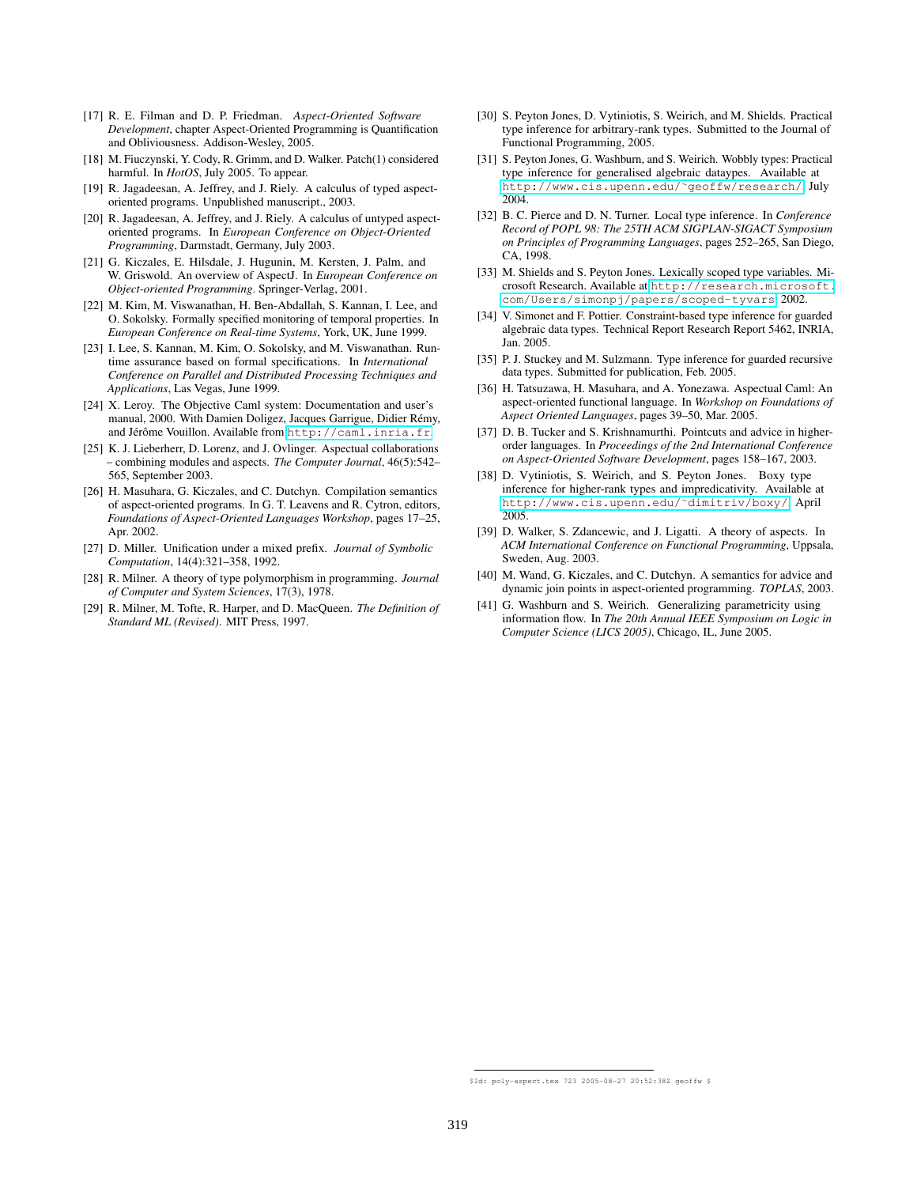[17] R. E. Filman and D. P. Friedman. *Aspect-Oriented Software Development*, chapter Aspect-Oriented Programming is Quantification and Obliviousness. Addison-Wesley, 2005.

[18] M. Fiuczynski, Y. Cody, R. Grimm, and D. Walker. Patch(1) considered harmful. In *HotOS*, July 2005. To appear.

[19] R. Jagadeesan, A. Jeffrey, and J. Riely. A calculus of typed aspect-oriented programs. Unpublished manuscript., 2003.

[20] R. Jagadeesan, A. Jeffrey, and J. Riely. A calculus of untyped aspect-oriented programs. In *European Conference on Object-Oriented Programming*, Darmstadt, Germany, July 2003.

[21] G. Kiczales, E. Hilsdale, J. Hugunin, M. Kersten, J. Palm, and W. Griswold. An overview of AspectJ. In *European Conference on Object-oriented Programming*. Springer-Verlag, 2001.

[22] M. Kim, M. Viswanathan, H. Ben-Abdallah, S. Kannan, I. Lee, and O. Sokolsky. Formally specified monitoring of temporal properties. In *European Conference on Real-time Systems*, York, UK, June 1999.

[23] I. Lee, S. Kannan, M. Kim, O. Sokolsky, and M. Viswanathan. Runtime assurance based on formal specifications. In *International Conference on Parallel and Distributed Processing Techniques and Applications*, Las Vegas, June 1999.

[24] X. Leroy. The Objective Caml system: Documentation and user's manual, 2000. With Damien Doligez, Jacques Garrigue, Didier Rémy, and Jérôme Vouillon. Available from http://caml.inria.fr.

[25] K. J. Lieberherr, D. Lorenz, and J. Ovlinger. Aspectual collaborations – combining modules and aspects. *The Computer Journal*, 46(5):542–565, September 2003.

[26] H. Masuhara, G. Kiczales, and C. Dutchyn. Compilation semantics of aspect-oriented programs. In G. T. Leavens and R. Cytron, editors, *Foundations of Aspect-Oriented Languages Workshop*, pages 17–25, Apr. 2002.

[27] D. Miller. Unification under a mixed prefix. *Journal of Symbolic Computation*, 14(4):321–358, 1992.

[28] R. Milner. A theory of type polymorphism in programming. *Journal of Computer and System Sciences*, 17(3), 1978.

[29] R. Milner, M. Tofte, R. Harper, and D. MacQueen. *The Definition of Standard ML (Revised)*. MIT Press, 1997.

[30] S. Peyton Jones, D. Vytiniotis, S. Weirich, and M. Shields. Practical type inference for arbitrary-rank types. Submitted to the Journal of Functional Programming, 2005.

[31] S. Peyton Jones, G. Washburn, and S. Weirich. Wobbly types: Practical type inference for generalised algebraic datatypes. Available at http://www.cis.upenn.edu/~geoffw/research/, July 2004.

[32] B. C. Pierce and D. N. Turner. Local type inference. In *Conference Record of POPL 98: The 25TH ACM SIGPLAN-SIGACT Symposium on Principles of Programming Languages*, pages 252–265, San Diego, CA, 1998.

[33] M. Shields and S. Peyton Jones. Lexically scoped type variables. Microsoft Research. Available at http://research.microsoft.com/Users/simonpj/papers/scoped-tyvars, 2002.

[34] V. Simonet and F. Pottier. Constraint-based type inference for guarded algebraic data types. Technical Report Research Report 5462, INRIA, Jan. 2005.

[35] P. J. Stuckey and M. Sulzmann. Type inference for guarded recursive data types. Submitted for publication, Feb. 2005.

[36] H. Tatsuzawa, H. Masuhara, and A. Yonezawa. Aspectual Caml: An aspect-oriented functional language. In *Workshop on Foundations of Aspect Oriented Languages*, pages 39–50, Mar. 2005.

[37] D. B. Tucker and S. Krishnamurthi. Pointcuts and advice in higher-order languages. In *Proceedings of the 2nd International Conference on Aspect-Oriented Software Development*, pages 158–167, 2003.

[38] D. Vytiniotis, S. Weirich, and S. Peyton Jones. Boxy type inference for higher-rank types and impredicativity. Available at http://www.cis.upenn.edu/~dimitriv/boxy/, April 2005.

[39] D. Walker, S. Zdancewic, and J. Ligatti. A theory of aspects. In *ACM International Conference on Functional Programming*, Uppsala, Sweden, Aug. 2003.

[40] M. Wand, G. Kiczales, and C. Dutchyn. A semantics for advice and dynamic join points in aspect-oriented programming. *TOPLAS*, 2003.

[41] G. Washburn and S. Weirich. Generalizing parametricity using information flow. In *The 20th Annual IEEE Symposium on Logic in Computer Science (LICS 2005)*, Chicago, IL, June 2005.

$Id: poly-aspect.tex 723 2005-08-27 20:52:38Z geoffw $